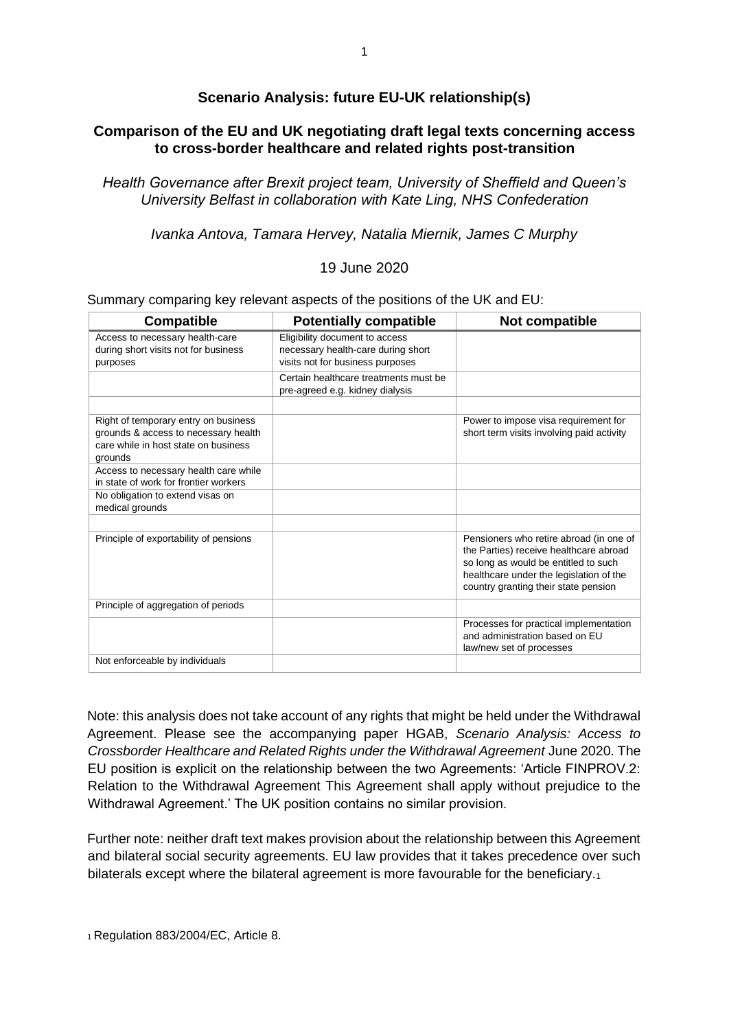## Scenario Analysis: future EU-UK relationship(s)

## Comparison of the EU and UK negotiating draft legal texts concerning access to cross-border healthcare and related rights post-transition

*Health Governance after Brexit project team, University of Sheffield and Queen's University Belfast in collaboration with Kate Ling, NHS Confederation*

*Ivanka Antova, Tamara Hervey, Natalia Miernik, James C Murphy*

19 June 2020

Summary comparing key relevant aspects of the positions of the UK and EU:

| Compatible | Potentially compatible | Not compatible |
| --- | --- | --- |
| Access to necessary health-care during short visits not for business purposes | Eligibility document to access necessary health-care during short visits not for business purposes | |
| | Certain healthcare treatments must be pre-agreed e.g. kidney dialysis | |
| | | |
| Right of temporary entry on business grounds & access to necessary health care while in host state on business grounds | | Power to impose visa requirement for short term visits involving paid activity |
| Access to necessary health care while in state of work for frontier workers | | |
| No obligation to extend visas on medical grounds | | |
| | | |
| Principle of exportability of pensions | | Pensioners who retire abroad (in one of the Parties) receive healthcare abroad so long as would be entitled to such healthcare under the legislation of the country granting their state pension |
| Principle of aggregation of periods | | |
| | | Processes for practical implementation and administration based on EU law/new set of processes |
| Not enforceable by individuals | | |

Note: this analysis does not take account of any rights that might be held under the Withdrawal Agreement. Please see the accompanying paper HGAB, *Scenario Analysis: Access to Crossborder Healthcare and Related Rights under the Withdrawal Agreement* June 2020. The EU position is explicit on the relationship between the two Agreements: 'Article FINPROV.2: Relation to the Withdrawal Agreement This Agreement shall apply without prejudice to the Withdrawal Agreement.' The UK position contains no similar provision.

Further note: neither draft text makes provision about the relationship between this Agreement and bilateral social security agreements. EU law provides that it takes precedence over such bilaterals except where the bilateral agreement is more favourable for the beneficiary.[1]

[1] Regulation 883/2004/EC, Article 8.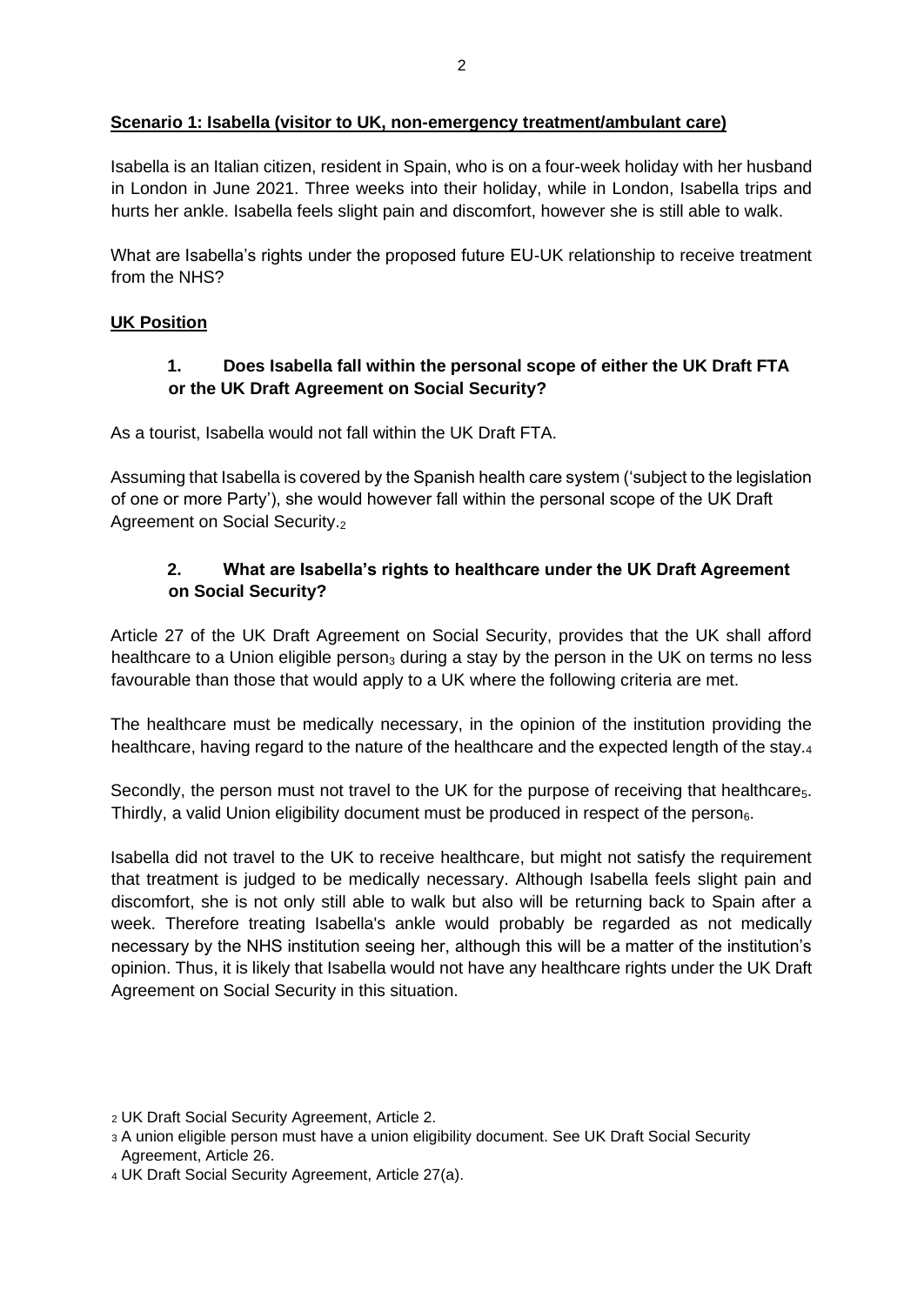**Scenario 1: Isabella (visitor to UK, non-emergency treatment/ambulant care)**

Isabella is an Italian citizen, resident in Spain, who is on a four-week holiday with her husband in London in June 2021. Three weeks into their holiday, while in London, Isabella trips and hurts her ankle. Isabella feels slight pain and discomfort, however she is still able to walk.

What are Isabella's rights under the proposed future EU-UK relationship to receive treatment from the NHS?

**UK Position**

**1. Does Isabella fall within the personal scope of either the UK Draft FTA or the UK Draft Agreement on Social Security?**

As a tourist, Isabella would not fall within the UK Draft FTA.

Assuming that Isabella is covered by the Spanish health care system ('subject to the legislation of one or more Party'), she would however fall within the personal scope of the UK Draft Agreement on Social Security.[2]

**2. What are Isabella's rights to healthcare under the UK Draft Agreement on Social Security?**

Article 27 of the UK Draft Agreement on Social Security, provides that the UK shall afford healthcare to a Union eligible person[3] during a stay by the person in the UK on terms no less favourable than those that would apply to a UK where the following criteria are met.

The healthcare must be medically necessary, in the opinion of the institution providing the healthcare, having regard to the nature of the healthcare and the expected length of the stay.[4]

Secondly, the person must not travel to the UK for the purpose of receiving that healthcare[5]. Thirdly, a valid Union eligibility document must be produced in respect of the person[6].

Isabella did not travel to the UK to receive healthcare, but might not satisfy the requirement that treatment is judged to be medically necessary. Although Isabella feels slight pain and discomfort, she is not only still able to walk but also will be returning back to Spain after a week. Therefore treating Isabella's ankle would probably be regarded as not medically necessary by the NHS institution seeing her, although this will be a matter of the institution's opinion. Thus, it is likely that Isabella would not have any healthcare rights under the UK Draft Agreement on Social Security in this situation.

[2] UK Draft Social Security Agreement, Article 2.

[3] A union eligible person must have a union eligibility document. See UK Draft Social Security Agreement, Article 26.

[4] UK Draft Social Security Agreement, Article 27(a).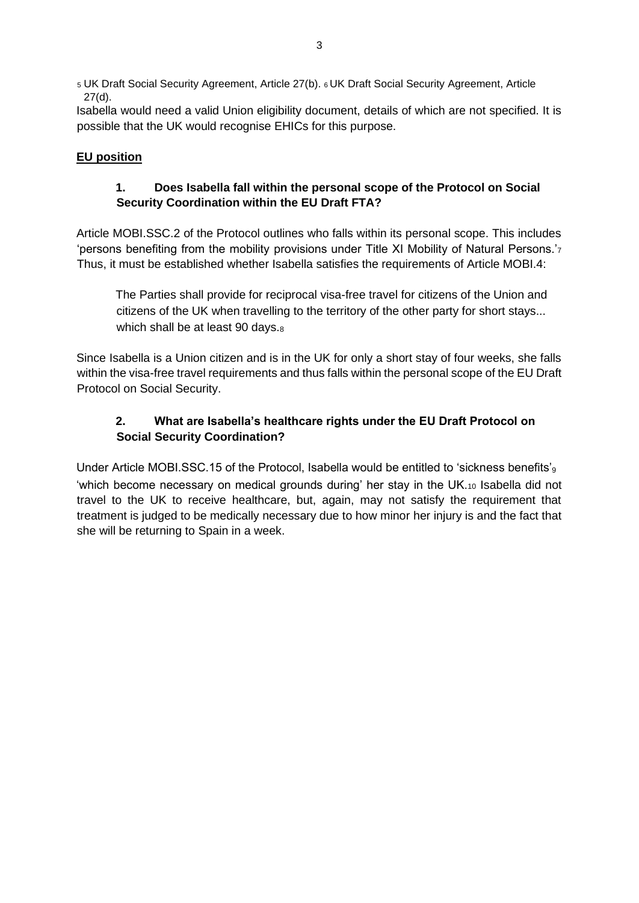[5] UK Draft Social Security Agreement, Article 27(b). [6] UK Draft Social Security Agreement, Article 27(d).

Isabella would need a valid Union eligibility document, details of which are not specified. It is possible that the UK would recognise EHICs for this purpose.

## EU position

### 1. Does Isabella fall within the personal scope of the Protocol on Social Security Coordination within the EU Draft FTA?

Article MOBI.SSC.2 of the Protocol outlines who falls within its personal scope. This includes 'persons benefiting from the mobility provisions under Title XI Mobility of Natural Persons.'[7] Thus, it must be established whether Isabella satisfies the requirements of Article MOBI.4:

> The Parties shall provide for reciprocal visa-free travel for citizens of the Union and citizens of the UK when travelling to the territory of the other party for short stays... which shall be at least 90 days.[8]

Since Isabella is a Union citizen and is in the UK for only a short stay of four weeks, she falls within the visa-free travel requirements and thus falls within the personal scope of the EU Draft Protocol on Social Security.

### 2. What are Isabella's healthcare rights under the EU Draft Protocol on Social Security Coordination?

Under Article MOBI.SSC.15 of the Protocol, Isabella would be entitled to 'sickness benefits'[9] 'which become necessary on medical grounds during' her stay in the UK.[10] Isabella did not travel to the UK to receive healthcare, but, again, may not satisfy the requirement that treatment is judged to be medically necessary due to how minor her injury is and the fact that she will be returning to Spain in a week.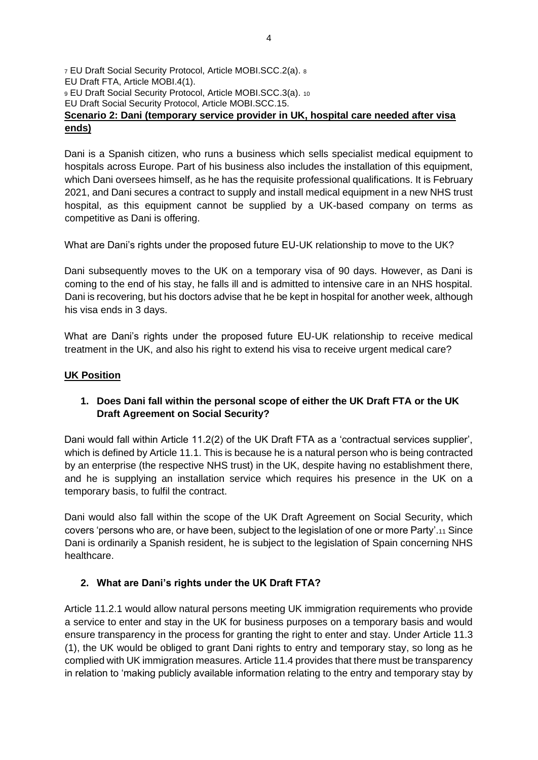[7] EU Draft Social Security Protocol, Article MOBI.SCC.2(a). [8] EU Draft FTA, Article MOBI.4(1).
[9] EU Draft Social Security Protocol, Article MOBI.SCC.3(a). [10] EU Draft Social Security Protocol, Article MOBI.SCC.15.

**Scenario 2: Dani (temporary service provider in UK, hospital care needed after visa ends)**

Dani is a Spanish citizen, who runs a business which sells specialist medical equipment to hospitals across Europe. Part of his business also includes the installation of this equipment, which Dani oversees himself, as he has the requisite professional qualifications. It is February 2021, and Dani secures a contract to supply and install medical equipment in a new NHS trust hospital, as this equipment cannot be supplied by a UK-based company on terms as competitive as Dani is offering.

What are Dani's rights under the proposed future EU-UK relationship to move to the UK?

Dani subsequently moves to the UK on a temporary visa of 90 days. However, as Dani is coming to the end of his stay, he falls ill and is admitted to intensive care in an NHS hospital. Dani is recovering, but his doctors advise that he be kept in hospital for another week, although his visa ends in 3 days.

What are Dani's rights under the proposed future EU-UK relationship to receive medical treatment in the UK, and also his right to extend his visa to receive urgent medical care?

**UK Position**

1. **Does Dani fall within the personal scope of either the UK Draft FTA or the UK Draft Agreement on Social Security?**

Dani would fall within Article 11.2(2) of the UK Draft FTA as a 'contractual services supplier', which is defined by Article 11.1. This is because he is a natural person who is being contracted by an enterprise (the respective NHS trust) in the UK, despite having no establishment there, and he is supplying an installation service which requires his presence in the UK on a temporary basis, to fulfil the contract.

Dani would also fall within the scope of the UK Draft Agreement on Social Security, which covers 'persons who are, or have been, subject to the legislation of one or more Party'.[11] Since Dani is ordinarily a Spanish resident, he is subject to the legislation of Spain concerning NHS healthcare.

2. **What are Dani's rights under the UK Draft FTA?**

Article 11.2.1 would allow natural persons meeting UK immigration requirements who provide a service to enter and stay in the UK for business purposes on a temporary basis and would ensure transparency in the process for granting the right to enter and stay. Under Article 11.3 (1), the UK would be obliged to grant Dani rights to entry and temporary stay, so long as he complied with UK immigration measures. Article 11.4 provides that there must be transparency in relation to 'making publicly available information relating to the entry and temporary stay by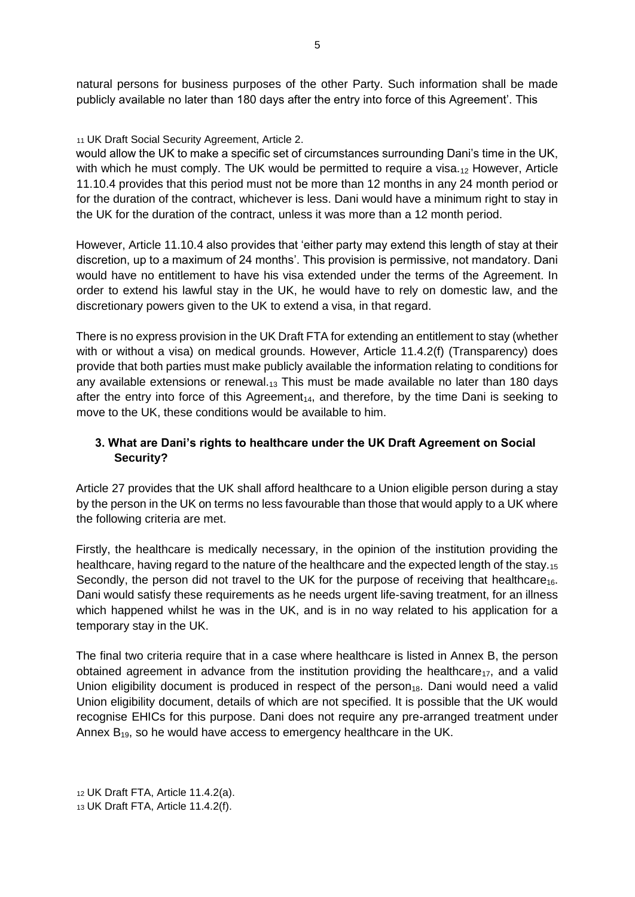natural persons for business purposes of the other Party. Such information shall be made publicly available no later than 180 days after the entry into force of this Agreement'. This

[11] UK Draft Social Security Agreement, Article 2.

would allow the UK to make a specific set of circumstances surrounding Dani's time in the UK, with which he must comply. The UK would be permitted to require a visa.[12] However, Article 11.10.4 provides that this period must not be more than 12 months in any 24 month period or for the duration of the contract, whichever is less. Dani would have a minimum right to stay in the UK for the duration of the contract, unless it was more than a 12 month period.

However, Article 11.10.4 also provides that 'either party may extend this length of stay at their discretion, up to a maximum of 24 months'. This provision is permissive, not mandatory. Dani would have no entitlement to have his visa extended under the terms of the Agreement. In order to extend his lawful stay in the UK, he would have to rely on domestic law, and the discretionary powers given to the UK to extend a visa, in that regard.

There is no express provision in the UK Draft FTA for extending an entitlement to stay (whether with or without a visa) on medical grounds. However, Article 11.4.2(f) (Transparency) does provide that both parties must make publicly available the information relating to conditions for any available extensions or renewal.[13] This must be made available no later than 180 days after the entry into force of this Agreement[14], and therefore, by the time Dani is seeking to move to the UK, these conditions would be available to him.

### 3. What are Dani's rights to healthcare under the UK Draft Agreement on Social Security?

Article 27 provides that the UK shall afford healthcare to a Union eligible person during a stay by the person in the UK on terms no less favourable than those that would apply to a UK where the following criteria are met.

Firstly, the healthcare is medically necessary, in the opinion of the institution providing the healthcare, having regard to the nature of the healthcare and the expected length of the stay.[15] Secondly, the person did not travel to the UK for the purpose of receiving that healthcare[16]. Dani would satisfy these requirements as he needs urgent life-saving treatment, for an illness which happened whilst he was in the UK, and is in no way related to his application for a temporary stay in the UK.

The final two criteria require that in a case where healthcare is listed in Annex B, the person obtained agreement in advance from the institution providing the healthcare[17], and a valid Union eligibility document is produced in respect of the person[18]. Dani would need a valid Union eligibility document, details of which are not specified. It is possible that the UK would recognise EHICs for this purpose. Dani does not require any pre-arranged treatment under Annex B[19], so he would have access to emergency healthcare in the UK.

[12] UK Draft FTA, Article 11.4.2(a).
[13] UK Draft FTA, Article 11.4.2(f).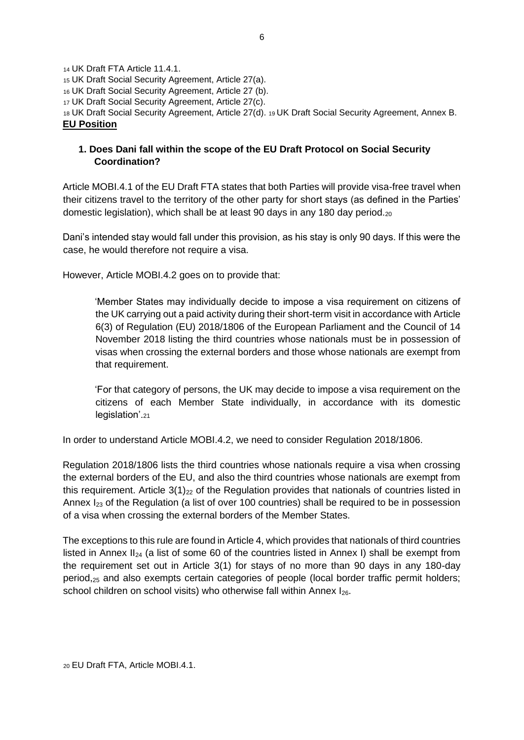14 UK Draft FTA Article 11.4.1.
15 UK Draft Social Security Agreement, Article 27(a).
16 UK Draft Social Security Agreement, Article 27 (b).
17 UK Draft Social Security Agreement, Article 27(c).
18 UK Draft Social Security Agreement, Article 27(d). 19 UK Draft Social Security Agreement, Annex B.

## EU Position

### 1. Does Dani fall within the scope of the EU Draft Protocol on Social Security Coordination?

Article MOBI.4.1 of the EU Draft FTA states that both Parties will provide visa-free travel when their citizens travel to the territory of the other party for short stays (as defined in the Parties' domestic legislation), which shall be at least 90 days in any 180 day period.[20]

Dani's intended stay would fall under this provision, as his stay is only 90 days. If this were the case, he would therefore not require a visa.

However, Article MOBI.4.2 goes on to provide that:

> 'Member States may individually decide to impose a visa requirement on citizens of the UK carrying out a paid activity during their short-term visit in accordance with Article 6(3) of Regulation (EU) 2018/1806 of the European Parliament and the Council of 14 November 2018 listing the third countries whose nationals must be in possession of visas when crossing the external borders and those whose nationals are exempt from that requirement.
>
> 'For that category of persons, the UK may decide to impose a visa requirement on the citizens of each Member State individually, in accordance with its domestic legislation'.[21]

In order to understand Article MOBI.4.2, we need to consider Regulation 2018/1806.

Regulation 2018/1806 lists the third countries whose nationals require a visa when crossing the external borders of the EU, and also the third countries whose nationals are exempt from this requirement. Article 3(1)[22] of the Regulation provides that nationals of countries listed in Annex I[23] of the Regulation (a list of over 100 countries) shall be required to be in possession of a visa when crossing the external borders of the Member States.

The exceptions to this rule are found in Article 4, which provides that nationals of third countries listed in Annex II[24] (a list of some 60 of the countries listed in Annex I) shall be exempt from the requirement set out in Article 3(1) for stays of no more than 90 days in any 180-day period,[25] and also exempts certain categories of people (local border traffic permit holders; school children on school visits) who otherwise fall within Annex I[26].

20 EU Draft FTA, Article MOBI.4.1.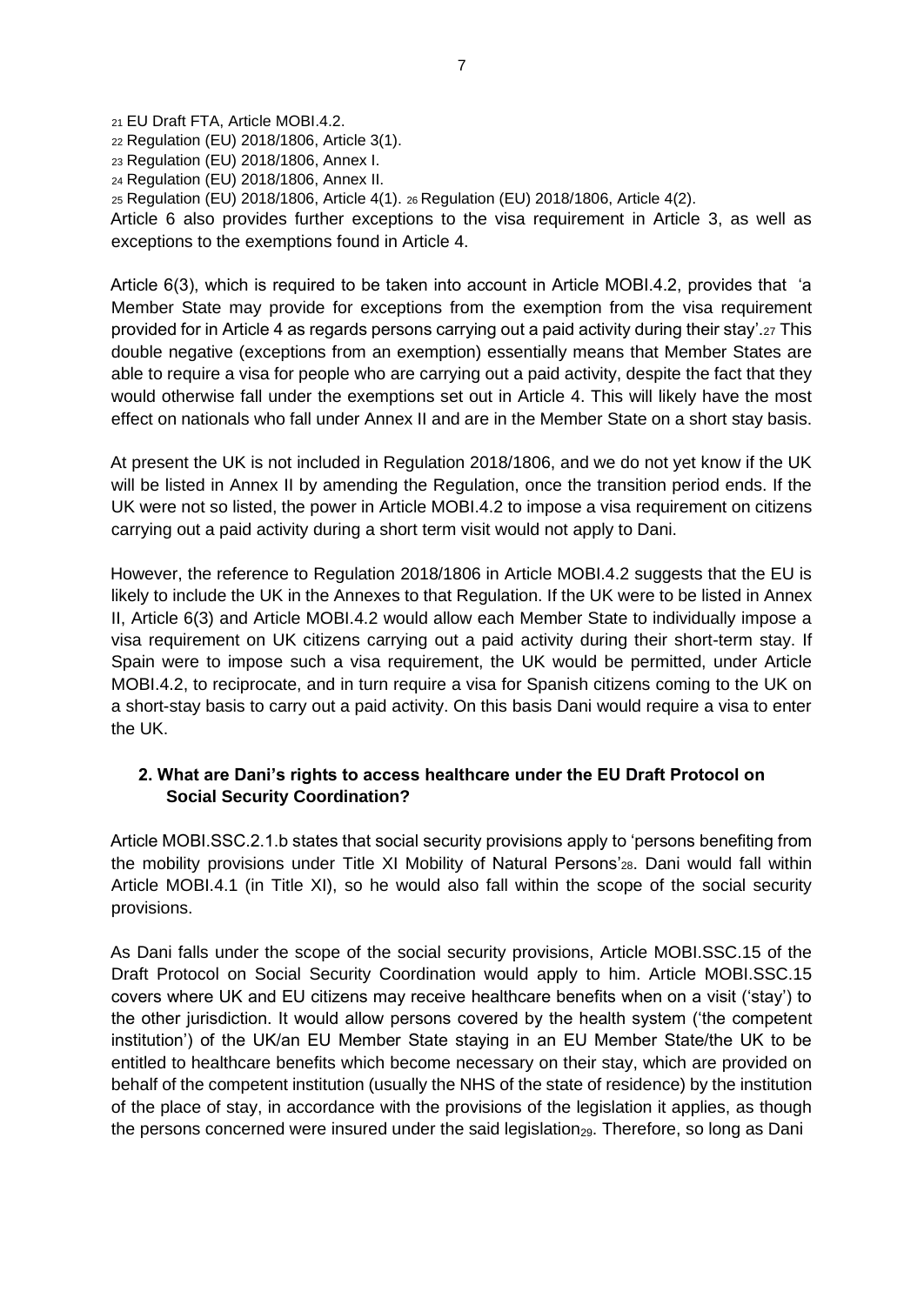[21] EU Draft FTA, Article MOBI.4.2.
[22] Regulation (EU) 2018/1806, Article 3(1).
[23] Regulation (EU) 2018/1806, Annex I.
[24] Regulation (EU) 2018/1806, Annex II.
[25] Regulation (EU) 2018/1806, Article 4(1). [26] Regulation (EU) 2018/1806, Article 4(2).

Article 6 also provides further exceptions to the visa requirement in Article 3, as well as exceptions to the exemptions found in Article 4.

Article 6(3), which is required to be taken into account in Article MOBI.4.2, provides that 'a Member State may provide for exceptions from the exemption from the visa requirement provided for in Article 4 as regards persons carrying out a paid activity during their stay'.[27] This double negative (exceptions from an exemption) essentially means that Member States are able to require a visa for people who are carrying out a paid activity, despite the fact that they would otherwise fall under the exemptions set out in Article 4. This will likely have the most effect on nationals who fall under Annex II and are in the Member State on a short stay basis.

At present the UK is not included in Regulation 2018/1806, and we do not yet know if the UK will be listed in Annex II by amending the Regulation, once the transition period ends. If the UK were not so listed, the power in Article MOBI.4.2 to impose a visa requirement on citizens carrying out a paid activity during a short term visit would not apply to Dani.

However, the reference to Regulation 2018/1806 in Article MOBI.4.2 suggests that the EU is likely to include the UK in the Annexes to that Regulation. If the UK were to be listed in Annex II, Article 6(3) and Article MOBI.4.2 would allow each Member State to individually impose a visa requirement on UK citizens carrying out a paid activity during their short-term stay. If Spain were to impose such a visa requirement, the UK would be permitted, under Article MOBI.4.2, to reciprocate, and in turn require a visa for Spanish citizens coming to the UK on a short-stay basis to carry out a paid activity. On this basis Dani would require a visa to enter the UK.

## 2. What are Dani's rights to access healthcare under the EU Draft Protocol on Social Security Coordination?

Article MOBI.SSC.2.1.b states that social security provisions apply to 'persons benefiting from the mobility provisions under Title XI Mobility of Natural Persons'[28]. Dani would fall within Article MOBI.4.1 (in Title XI), so he would also fall within the scope of the social security provisions.

As Dani falls under the scope of the social security provisions, Article MOBI.SSC.15 of the Draft Protocol on Social Security Coordination would apply to him. Article MOBI.SSC.15 covers where UK and EU citizens may receive healthcare benefits when on a visit ('stay') to the other jurisdiction. It would allow persons covered by the health system ('the competent institution') of the UK/an EU Member State staying in an EU Member State/the UK to be entitled to healthcare benefits which become necessary on their stay, which are provided on behalf of the competent institution (usually the NHS of the state of residence) by the institution of the place of stay, in accordance with the provisions of the legislation it applies, as though the persons concerned were insured under the said legislation[29]. Therefore, so long as Dani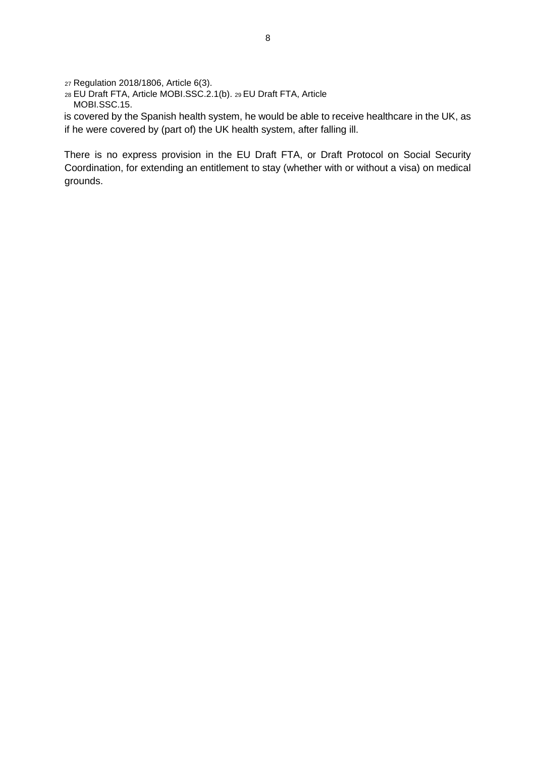[27] Regulation 2018/1806, Article 6(3).

[28] EU Draft FTA, Article MOBI.SSC.2.1(b). [29] EU Draft FTA, Article MOBI.SSC.15.

is covered by the Spanish health system, he would be able to receive healthcare in the UK, as if he were covered by (part of) the UK health system, after falling ill.

There is no express provision in the EU Draft FTA, or Draft Protocol on Social Security Coordination, for extending an entitlement to stay (whether with or without a visa) on medical grounds.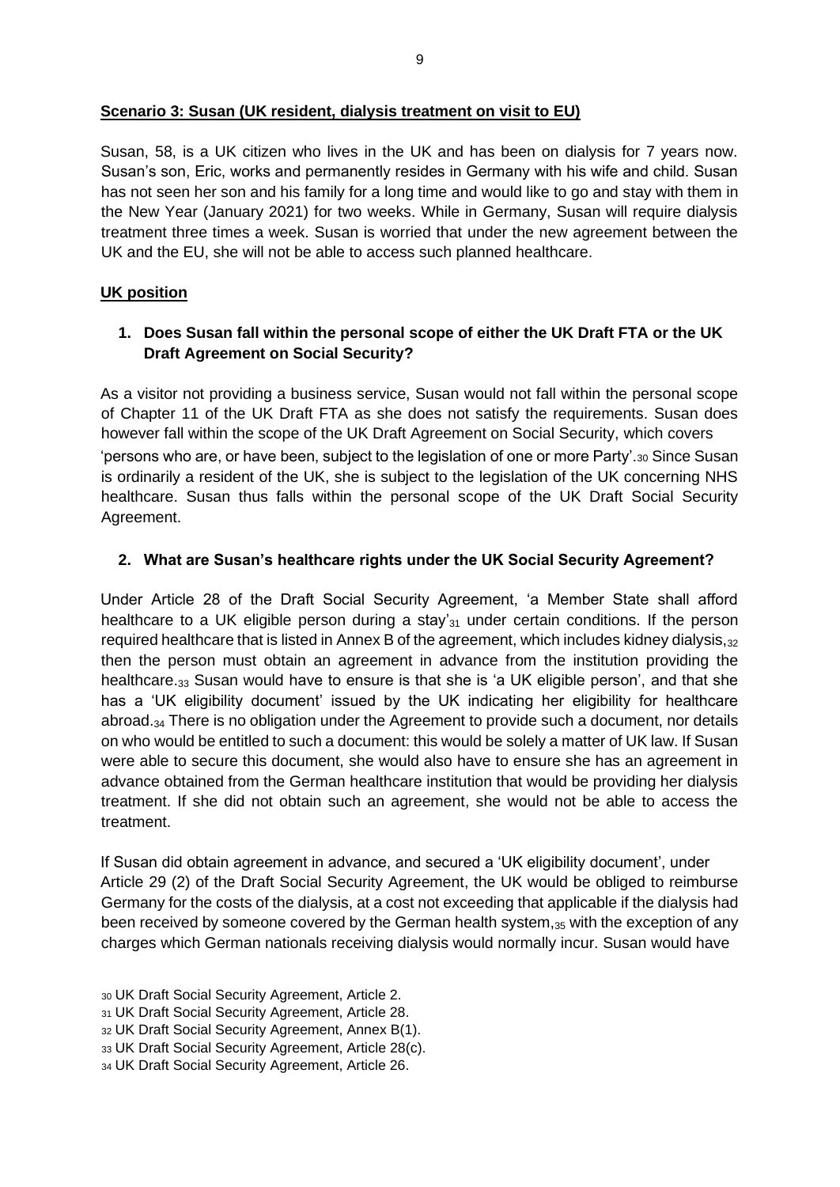**Scenario 3: Susan (UK resident, dialysis treatment on visit to EU)**

Susan, 58, is a UK citizen who lives in the UK and has been on dialysis for 7 years now. Susan's son, Eric, works and permanently resides in Germany with his wife and child. Susan has not seen her son and his family for a long time and would like to go and stay with them in the New Year (January 2021) for two weeks. While in Germany, Susan will require dialysis treatment three times a week. Susan is worried that under the new agreement between the UK and the EU, she will not be able to access such planned healthcare.

**UK position**

**1. Does Susan fall within the personal scope of either the UK Draft FTA or the UK Draft Agreement on Social Security?**

As a visitor not providing a business service, Susan would not fall within the personal scope of Chapter 11 of the UK Draft FTA as she does not satisfy the requirements. Susan does however fall within the scope of the UK Draft Agreement on Social Security, which covers 'persons who are, or have been, subject to the legislation of one or more Party'.[30] Since Susan is ordinarily a resident of the UK, she is subject to the legislation of the UK concerning NHS healthcare. Susan thus falls within the personal scope of the UK Draft Social Security Agreement.

**2. What are Susan's healthcare rights under the UK Social Security Agreement?**

Under Article 28 of the Draft Social Security Agreement, 'a Member State shall afford healthcare to a UK eligible person during a stay'[31] under certain conditions. If the person required healthcare that is listed in Annex B of the agreement, which includes kidney dialysis,[32] then the person must obtain an agreement in advance from the institution providing the healthcare.[33] Susan would have to ensure is that she is 'a UK eligible person', and that she has a 'UK eligibility document' issued by the UK indicating her eligibility for healthcare abroad.[34] There is no obligation under the Agreement to provide such a document, nor details on who would be entitled to such a document: this would be solely a matter of UK law. If Susan were able to secure this document, she would also have to ensure she has an agreement in advance obtained from the German healthcare institution that would be providing her dialysis treatment. If she did not obtain such an agreement, she would not be able to access the treatment.

If Susan did obtain agreement in advance, and secured a 'UK eligibility document', under Article 29 (2) of the Draft Social Security Agreement, the UK would be obliged to reimburse Germany for the costs of the dialysis, at a cost not exceeding that applicable if the dialysis had been received by someone covered by the German health system,[35] with the exception of any charges which German nationals receiving dialysis would normally incur. Susan would have

[30] UK Draft Social Security Agreement, Article 2.
[31] UK Draft Social Security Agreement, Article 28.
[32] UK Draft Social Security Agreement, Annex B(1).
[33] UK Draft Social Security Agreement, Article 28(c).
[34] UK Draft Social Security Agreement, Article 26.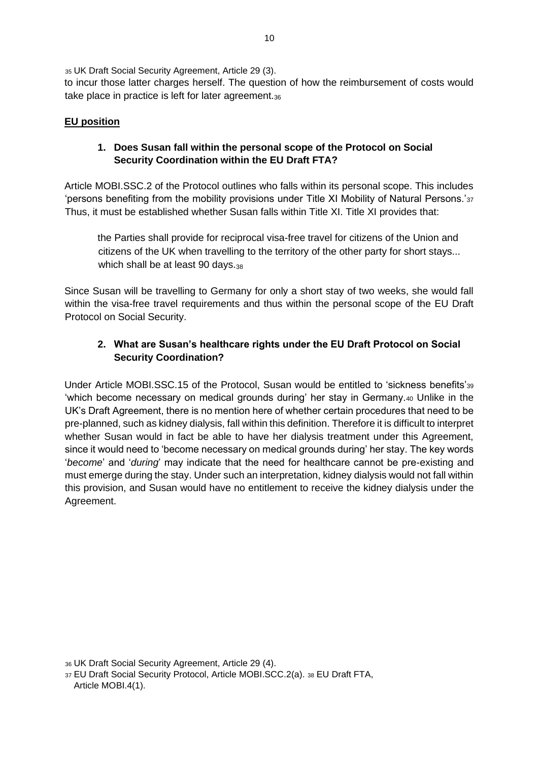[35] UK Draft Social Security Agreement, Article 29 (3).

to incur those latter charges herself. The question of how the reimbursement of costs would take place in practice is left for later agreement.[36]

## **EU position**

### 1. Does Susan fall within the personal scope of the Protocol on Social Security Coordination within the EU Draft FTA?

Article MOBI.SSC.2 of the Protocol outlines who falls within its personal scope. This includes 'persons benefiting from the mobility provisions under Title XI Mobility of Natural Persons.'[37] Thus, it must be established whether Susan falls within Title XI. Title XI provides that:

> the Parties shall provide for reciprocal visa-free travel for citizens of the Union and citizens of the UK when travelling to the territory of the other party for short stays... which shall be at least 90 days.[38]

Since Susan will be travelling to Germany for only a short stay of two weeks, she would fall within the visa-free travel requirements and thus within the personal scope of the EU Draft Protocol on Social Security.

### 2. What are Susan's healthcare rights under the EU Draft Protocol on Social Security Coordination?

Under Article MOBI.SSC.15 of the Protocol, Susan would be entitled to 'sickness benefits'[39] 'which become necessary on medical grounds during' her stay in Germany.[40] Unlike in the UK's Draft Agreement, there is no mention here of whether certain procedures that need to be pre-planned, such as kidney dialysis, fall within this definition. Therefore it is difficult to interpret whether Susan would in fact be able to have her dialysis treatment under this Agreement, since it would need to 'become necessary on medical grounds during' her stay. The key words '*become*' and '*during*' may indicate that the need for healthcare cannot be pre-existing and must emerge during the stay. Under such an interpretation, kidney dialysis would not fall within this provision, and Susan would have no entitlement to receive the kidney dialysis under the Agreement.

[36] UK Draft Social Security Agreement, Article 29 (4).

[37] EU Draft Social Security Protocol, Article MOBI.SCC.2(a). [38] EU Draft FTA, Article MOBI.4(1).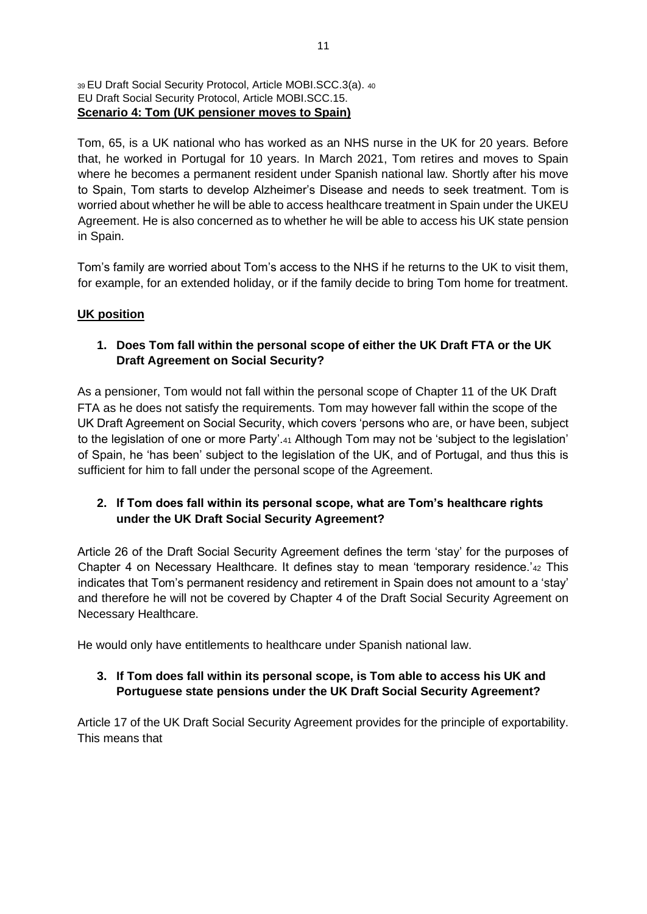[39] EU Draft Social Security Protocol, Article MOBI.SCC.3(a).
[40] EU Draft Social Security Protocol, Article MOBI.SCC.15.

**Scenario 4: Tom (UK pensioner moves to Spain)**

Tom, 65, is a UK national who has worked as an NHS nurse in the UK for 20 years. Before that, he worked in Portugal for 10 years. In March 2021, Tom retires and moves to Spain where he becomes a permanent resident under Spanish national law. Shortly after his move to Spain, Tom starts to develop Alzheimer's Disease and needs to seek treatment. Tom is worried about whether he will be able to access healthcare treatment in Spain under the UKEU Agreement. He is also concerned as to whether he will be able to access his UK state pension in Spain.

Tom's family are worried about Tom's access to the NHS if he returns to the UK to visit them, for example, for an extended holiday, or if the family decide to bring Tom home for treatment.

**UK position**

1. **Does Tom fall within the personal scope of either the UK Draft FTA or the UK Draft Agreement on Social Security?**

As a pensioner, Tom would not fall within the personal scope of Chapter 11 of the UK Draft FTA as he does not satisfy the requirements. Tom may however fall within the scope of the UK Draft Agreement on Social Security, which covers 'persons who are, or have been, subject to the legislation of one or more Party'.[41] Although Tom may not be 'subject to the legislation' of Spain, he 'has been' subject to the legislation of the UK, and of Portugal, and thus this is sufficient for him to fall under the personal scope of the Agreement.

2. **If Tom does fall within its personal scope, what are Tom's healthcare rights under the UK Draft Social Security Agreement?**

Article 26 of the Draft Social Security Agreement defines the term 'stay' for the purposes of Chapter 4 on Necessary Healthcare. It defines stay to mean 'temporary residence.'[42] This indicates that Tom's permanent residency and retirement in Spain does not amount to a 'stay' and therefore he will not be covered by Chapter 4 of the Draft Social Security Agreement on Necessary Healthcare.

He would only have entitlements to healthcare under Spanish national law.

3. **If Tom does fall within its personal scope, is Tom able to access his UK and Portuguese state pensions under the UK Draft Social Security Agreement?**

Article 17 of the UK Draft Social Security Agreement provides for the principle of exportability. This means that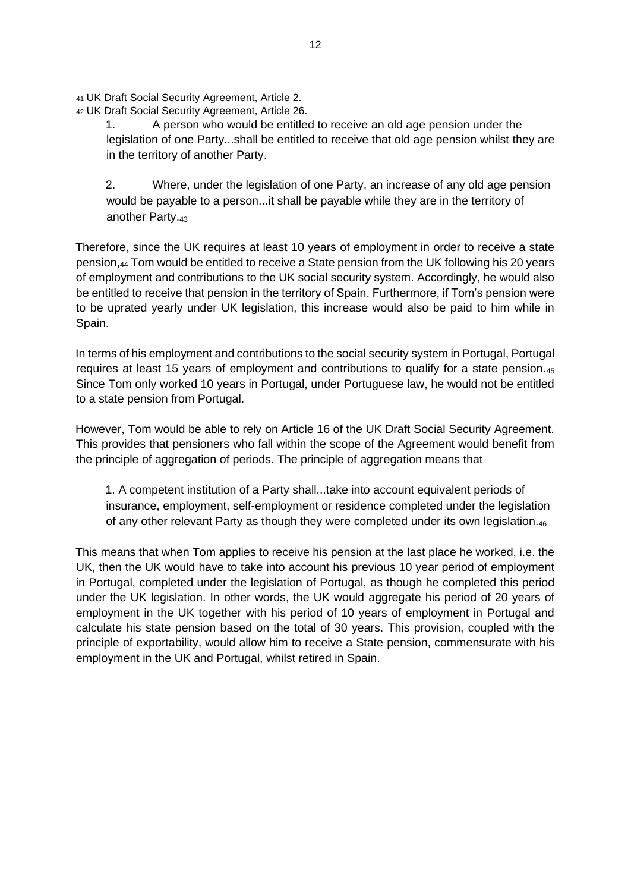[41] UK Draft Social Security Agreement, Article 2.

[42] UK Draft Social Security Agreement, Article 26.

> 1. A person who would be entitled to receive an old age pension under the legislation of one Party...shall be entitled to receive that old age pension whilst they are in the territory of another Party.
>
> 2. Where, under the legislation of one Party, an increase of any old age pension would be payable to a person...it shall be payable while they are in the territory of another Party.[43]

Therefore, since the UK requires at least 10 years of employment in order to receive a state pension,[44] Tom would be entitled to receive a State pension from the UK following his 20 years of employment and contributions to the UK social security system. Accordingly, he would also be entitled to receive that pension in the territory of Spain. Furthermore, if Tom's pension were to be uprated yearly under UK legislation, this increase would also be paid to him while in Spain.

In terms of his employment and contributions to the social security system in Portugal, Portugal requires at least 15 years of employment and contributions to qualify for a state pension.[45] Since Tom only worked 10 years in Portugal, under Portuguese law, he would not be entitled to a state pension from Portugal.

However, Tom would be able to rely on Article 16 of the UK Draft Social Security Agreement. This provides that pensioners who fall within the scope of the Agreement would benefit from the principle of aggregation of periods. The principle of aggregation means that

> 1. A competent institution of a Party shall...take into account equivalent periods of insurance, employment, self-employment or residence completed under the legislation of any other relevant Party as though they were completed under its own legislation.[46]

This means that when Tom applies to receive his pension at the last place he worked, i.e. the UK, then the UK would have to take into account his previous 10 year period of employment in Portugal, completed under the legislation of Portugal, as though he completed this period under the UK legislation. In other words, the UK would aggregate his period of 20 years of employment in the UK together with his period of 10 years of employment in Portugal and calculate his state pension based on the total of 30 years. This provision, coupled with the principle of exportability, would allow him to receive a State pension, commensurate with his employment in the UK and Portugal, whilst retired in Spain.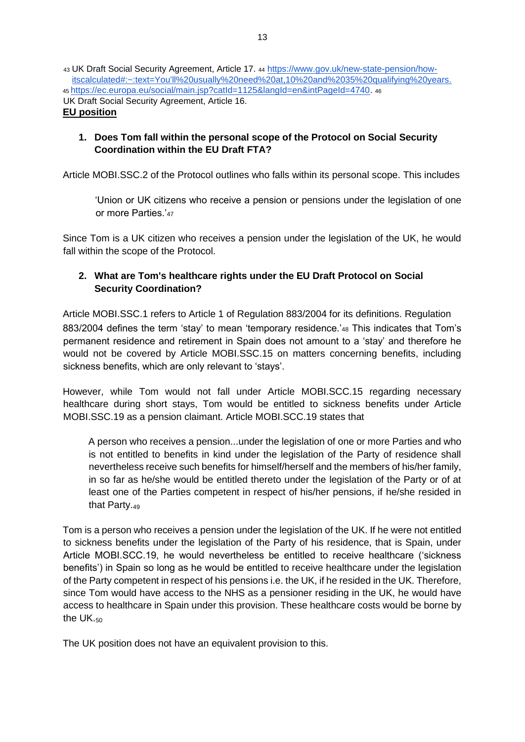[43] UK Draft Social Security Agreement, Article 17. [44] https://www.gov.uk/new-state-pension/how-itscalculated#:~:text=You'll%20usually%20need%20at,10%20and%2035%20qualifying%20years. [45] https://ec.europa.eu/social/main.jsp?catId=1125&langId=en&intPageId=4740. [46] UK Draft Social Security Agreement, Article 16.

**EU position**

1. **Does Tom fall within the personal scope of the Protocol on Social Security Coordination within the EU Draft FTA?**

Article MOBI.SSC.2 of the Protocol outlines who falls within its personal scope. This includes

> 'Union or UK citizens who receive a pension or pensions under the legislation of one or more Parties.'[47]

Since Tom is a UK citizen who receives a pension under the legislation of the UK, he would fall within the scope of the Protocol.

2. **What are Tom's healthcare rights under the EU Draft Protocol on Social Security Coordination?**

Article MOBI.SSC.1 refers to Article 1 of Regulation 883/2004 for its definitions. Regulation 883/2004 defines the term 'stay' to mean 'temporary residence.'[48] This indicates that Tom's permanent residence and retirement in Spain does not amount to a 'stay' and therefore he would not be covered by Article MOBI.SSC.15 on matters concerning benefits, including sickness benefits, which are only relevant to 'stays'.

However, while Tom would not fall under Article MOBI.SCC.15 regarding necessary healthcare during short stays, Tom would be entitled to sickness benefits under Article MOBI.SSC.19 as a pension claimant. Article MOBI.SCC.19 states that

> A person who receives a pension...under the legislation of one or more Parties and who is not entitled to benefits in kind under the legislation of the Party of residence shall nevertheless receive such benefits for himself/herself and the members of his/her family, in so far as he/she would be entitled thereto under the legislation of the Party or of at least one of the Parties competent in respect of his/her pensions, if he/she resided in that Party.[49]

Tom is a person who receives a pension under the legislation of the UK. If he were not entitled to sickness benefits under the legislation of the Party of his residence, that is Spain, under Article MOBI.SCC.19, he would nevertheless be entitled to receive healthcare ('sickness benefits') in Spain so long as he would be entitled to receive healthcare under the legislation of the Party competent in respect of his pensions i.e. the UK, if he resided in the UK. Therefore, since Tom would have access to the NHS as a pensioner residing in the UK, he would have access to healthcare in Spain under this provision. These healthcare costs would be borne by the UK.[50]

The UK position does not have an equivalent provision to this.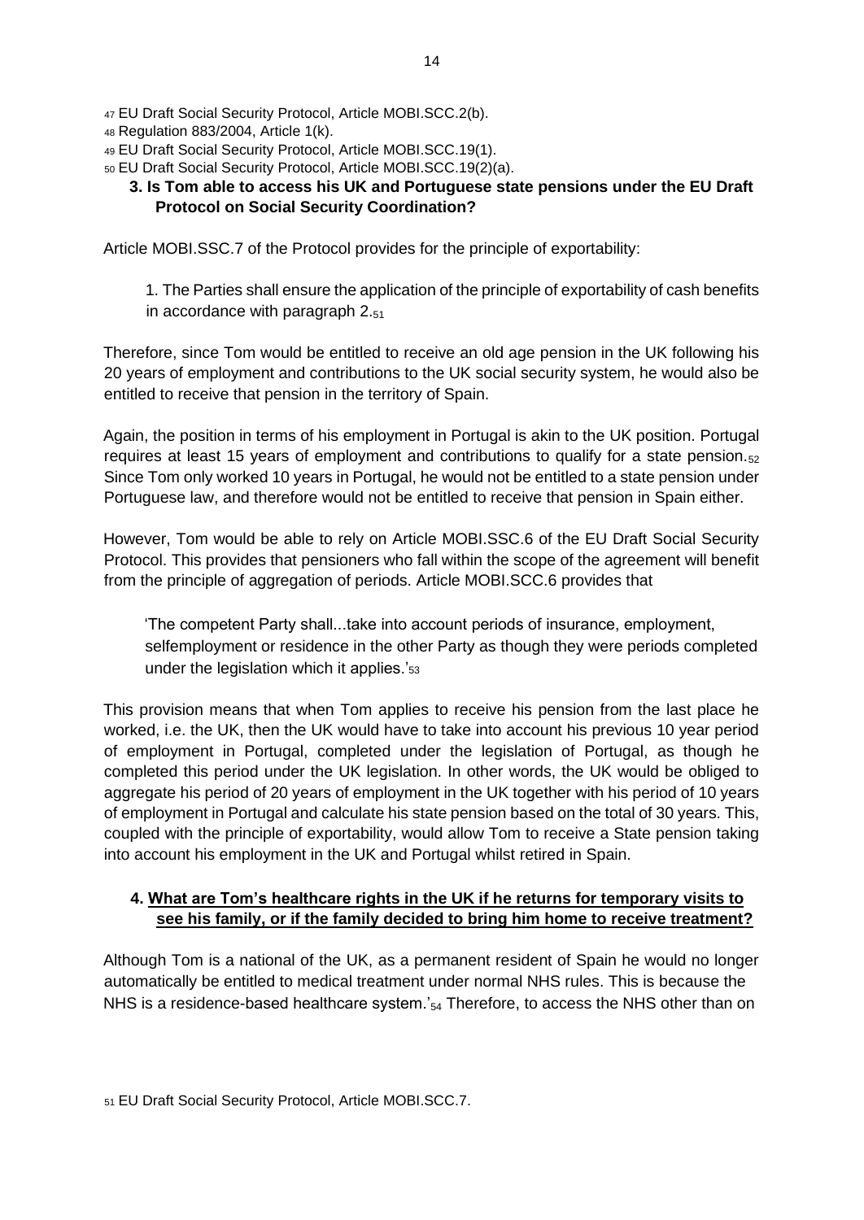[47] EU Draft Social Security Protocol, Article MOBI.SCC.2(b).
[48] Regulation 883/2004, Article 1(k).
[49] EU Draft Social Security Protocol, Article MOBI.SCC.19(1).
[50] EU Draft Social Security Protocol, Article MOBI.SCC.19(2)(a).

### 3. Is Tom able to access his UK and Portuguese state pensions under the EU Draft Protocol on Social Security Coordination?

Article MOBI.SSC.7 of the Protocol provides for the principle of exportability:

> 1. The Parties shall ensure the application of the principle of exportability of cash benefits in accordance with paragraph 2.[51]

Therefore, since Tom would be entitled to receive an old age pension in the UK following his 20 years of employment and contributions to the UK social security system, he would also be entitled to receive that pension in the territory of Spain.

Again, the position in terms of his employment in Portugal is akin to the UK position. Portugal requires at least 15 years of employment and contributions to qualify for a state pension.[52] Since Tom only worked 10 years in Portugal, he would not be entitled to a state pension under Portuguese law, and therefore would not be entitled to receive that pension in Spain either.

However, Tom would be able to rely on Article MOBI.SSC.6 of the EU Draft Social Security Protocol. This provides that pensioners who fall within the scope of the agreement will benefit from the principle of aggregation of periods. Article MOBI.SCC.6 provides that

> 'The competent Party shall...take into account periods of insurance, employment, selfemployment or residence in the other Party as though they were periods completed under the legislation which it applies.'[53]

This provision means that when Tom applies to receive his pension from the last place he worked, i.e. the UK, then the UK would have to take into account his previous 10 year period of employment in Portugal, completed under the legislation of Portugal, as though he completed this period under the UK legislation. In other words, the UK would be obliged to aggregate his period of 20 years of employment in the UK together with his period of 10 years of employment in Portugal and calculate his state pension based on the total of 30 years. This, coupled with the principle of exportability, would allow Tom to receive a State pension taking into account his employment in the UK and Portugal whilst retired in Spain.

### 4. What are Tom's healthcare rights in the UK if he returns for temporary visits to see his family, or if the family decided to bring him home to receive treatment?

Although Tom is a national of the UK, as a permanent resident of Spain he would no longer automatically be entitled to medical treatment under normal NHS rules. This is because the NHS is a residence-based healthcare system.'[54] Therefore, to access the NHS other than on

[51] EU Draft Social Security Protocol, Article MOBI.SCC.7.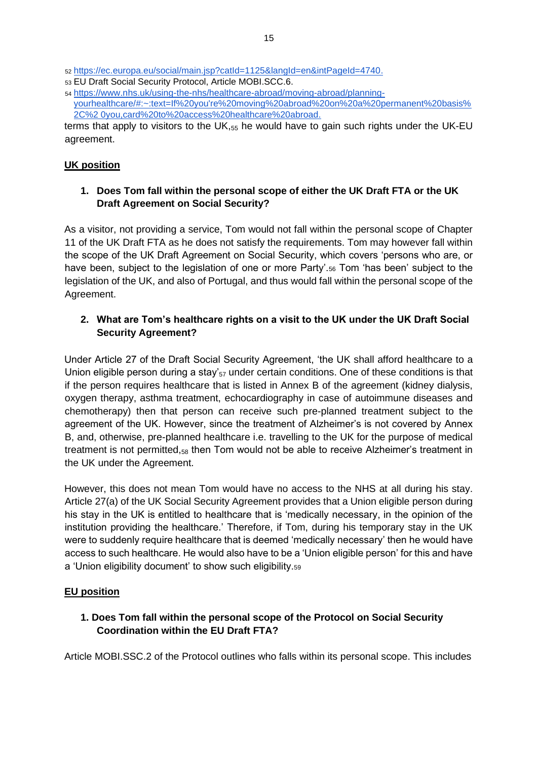52 https://ec.europa.eu/social/main.jsp?catId=1125&langId=en&intPageId=4740.

53 EU Draft Social Security Protocol, Article MOBI.SCC.6.

54 https://www.nhs.uk/using-the-nhs/healthcare-abroad/moving-abroad/planning-yourhealthcare/#:~:text=If%20you're%20moving%20abroad%20on%20a%20permanent%20basis%2C%2 0you,card%20to%20access%20healthcare%20abroad.

terms that apply to visitors to the UK,[55] he would have to gain such rights under the UK-EU agreement.

## UK position

### 1. Does Tom fall within the personal scope of either the UK Draft FTA or the UK Draft Agreement on Social Security?

As a visitor, not providing a service, Tom would not fall within the personal scope of Chapter 11 of the UK Draft FTA as he does not satisfy the requirements. Tom may however fall within the scope of the UK Draft Agreement on Social Security, which covers 'persons who are, or have been, subject to the legislation of one or more Party'.[56] Tom 'has been' subject to the legislation of the UK, and also of Portugal, and thus would fall within the personal scope of the Agreement.

### 2. What are Tom's healthcare rights on a visit to the UK under the UK Draft Social Security Agreement?

Under Article 27 of the Draft Social Security Agreement, 'the UK shall afford healthcare to a Union eligible person during a stay'[57] under certain conditions. One of these conditions is that if the person requires healthcare that is listed in Annex B of the agreement (kidney dialysis, oxygen therapy, asthma treatment, echocardiography in case of autoimmune diseases and chemotherapy) then that person can receive such pre-planned treatment subject to the agreement of the UK. However, since the treatment of Alzheimer's is not covered by Annex B, and, otherwise, pre-planned healthcare i.e. travelling to the UK for the purpose of medical treatment is not permitted,[58] then Tom would not be able to receive Alzheimer's treatment in the UK under the Agreement.

However, this does not mean Tom would have no access to the NHS at all during his stay. Article 27(a) of the UK Social Security Agreement provides that a Union eligible person during his stay in the UK is entitled to healthcare that is 'medically necessary, in the opinion of the institution providing the healthcare.' Therefore, if Tom, during his temporary stay in the UK were to suddenly require healthcare that is deemed 'medically necessary' then he would have access to such healthcare. He would also have to be a 'Union eligible person' for this and have a 'Union eligibility document' to show such eligibility.[59]

## EU position

### 1. Does Tom fall within the personal scope of the Protocol on Social Security Coordination within the EU Draft FTA?

Article MOBI.SSC.2 of the Protocol outlines who falls within its personal scope. This includes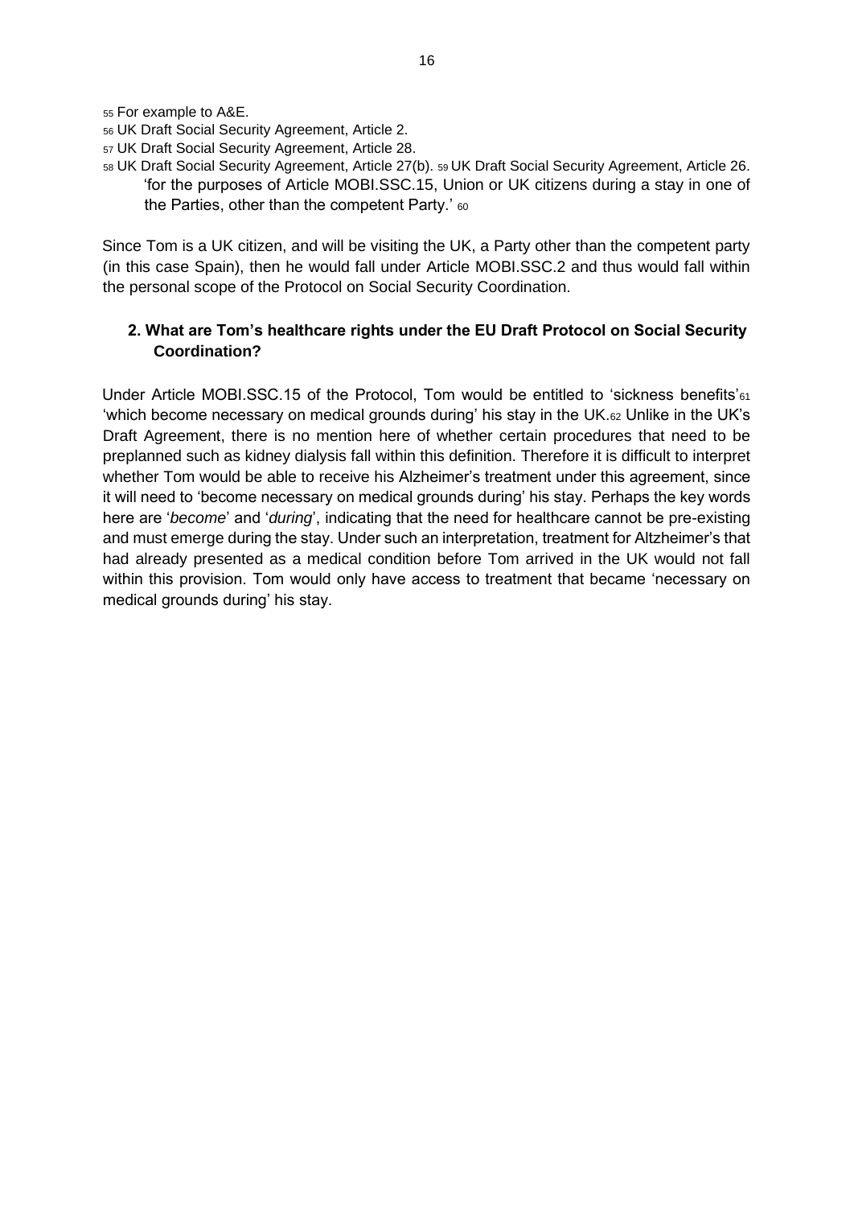[55] For example to A&E.

[56] UK Draft Social Security Agreement, Article 2.

[57] UK Draft Social Security Agreement, Article 28.

[58] UK Draft Social Security Agreement, Article 27(b). [59] UK Draft Social Security Agreement, Article 26.

'for the purposes of Article MOBI.SSC.15, Union or UK citizens during a stay in one of the Parties, other than the competent Party.' [60]

Since Tom is a UK citizen, and will be visiting the UK, a Party other than the competent party (in this case Spain), then he would fall under Article MOBI.SSC.2 and thus would fall within the personal scope of the Protocol on Social Security Coordination.

**2. What are Tom's healthcare rights under the EU Draft Protocol on Social Security Coordination?**

Under Article MOBI.SSC.15 of the Protocol, Tom would be entitled to 'sickness benefits'[61] 'which become necessary on medical grounds during' his stay in the UK.[62] Unlike in the UK's Draft Agreement, there is no mention here of whether certain procedures that need to be preplanned such as kidney dialysis fall within this definition. Therefore it is difficult to interpret whether Tom would be able to receive his Alzheimer's treatment under this agreement, since it will need to 'become necessary on medical grounds during' his stay. Perhaps the key words here are '*become*' and '*during*', indicating that the need for healthcare cannot be pre-existing and must emerge during the stay. Under such an interpretation, treatment for Altzheimer's that had already presented as a medical condition before Tom arrived in the UK would not fall within this provision. Tom would only have access to treatment that became 'necessary on medical grounds during' his stay.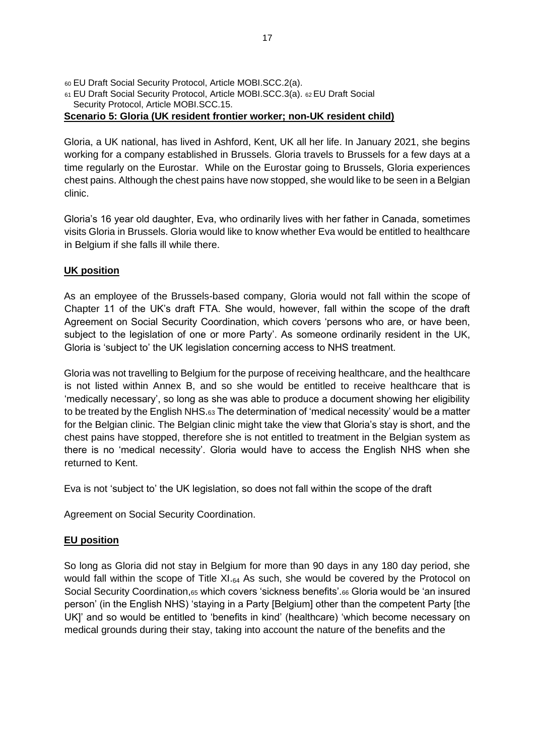[60] EU Draft Social Security Protocol, Article MOBI.SCC.2(a).

[61] EU Draft Social Security Protocol, Article MOBI.SCC.3(a).

[62] EU Draft Social Security Protocol, Article MOBI.SCC.15.

**Scenario 5: Gloria (UK resident frontier worker; non-UK resident child)**

Gloria, a UK national, has lived in Ashford, Kent, UK all her life. In January 2021, she begins working for a company established in Brussels. Gloria travels to Brussels for a few days at a time regularly on the Eurostar. While on the Eurostar going to Brussels, Gloria experiences chest pains. Although the chest pains have now stopped, she would like to be seen in a Belgian clinic.

Gloria's 16 year old daughter, Eva, who ordinarily lives with her father in Canada, sometimes visits Gloria in Brussels. Gloria would like to know whether Eva would be entitled to healthcare in Belgium if she falls ill while there.

**UK position**

As an employee of the Brussels-based company, Gloria would not fall within the scope of Chapter 11 of the UK's draft FTA. She would, however, fall within the scope of the draft Agreement on Social Security Coordination, which covers 'persons who are, or have been, subject to the legislation of one or more Party'. As someone ordinarily resident in the UK, Gloria is 'subject to' the UK legislation concerning access to NHS treatment.

Gloria was not travelling to Belgium for the purpose of receiving healthcare, and the healthcare is not listed within Annex B, and so she would be entitled to receive healthcare that is 'medically necessary', so long as she was able to produce a document showing her eligibility to be treated by the English NHS.[63] The determination of 'medical necessity' would be a matter for the Belgian clinic. The Belgian clinic might take the view that Gloria's stay is short, and the chest pains have stopped, therefore she is not entitled to treatment in the Belgian system as there is no 'medical necessity'. Gloria would have to access the English NHS when she returned to Kent.

Eva is not 'subject to' the UK legislation, so does not fall within the scope of the draft Agreement on Social Security Coordination.

**EU position**

So long as Gloria did not stay in Belgium for more than 90 days in any 180 day period, she would fall within the scope of Title XI.[64] As such, she would be covered by the Protocol on Social Security Coordination,[65] which covers 'sickness benefits'.[66] Gloria would be 'an insured person' (in the English NHS) 'staying in a Party [Belgium] other than the competent Party [the UK]' and so would be entitled to 'benefits in kind' (healthcare) 'which become necessary on medical grounds during their stay, taking into account the nature of the benefits and the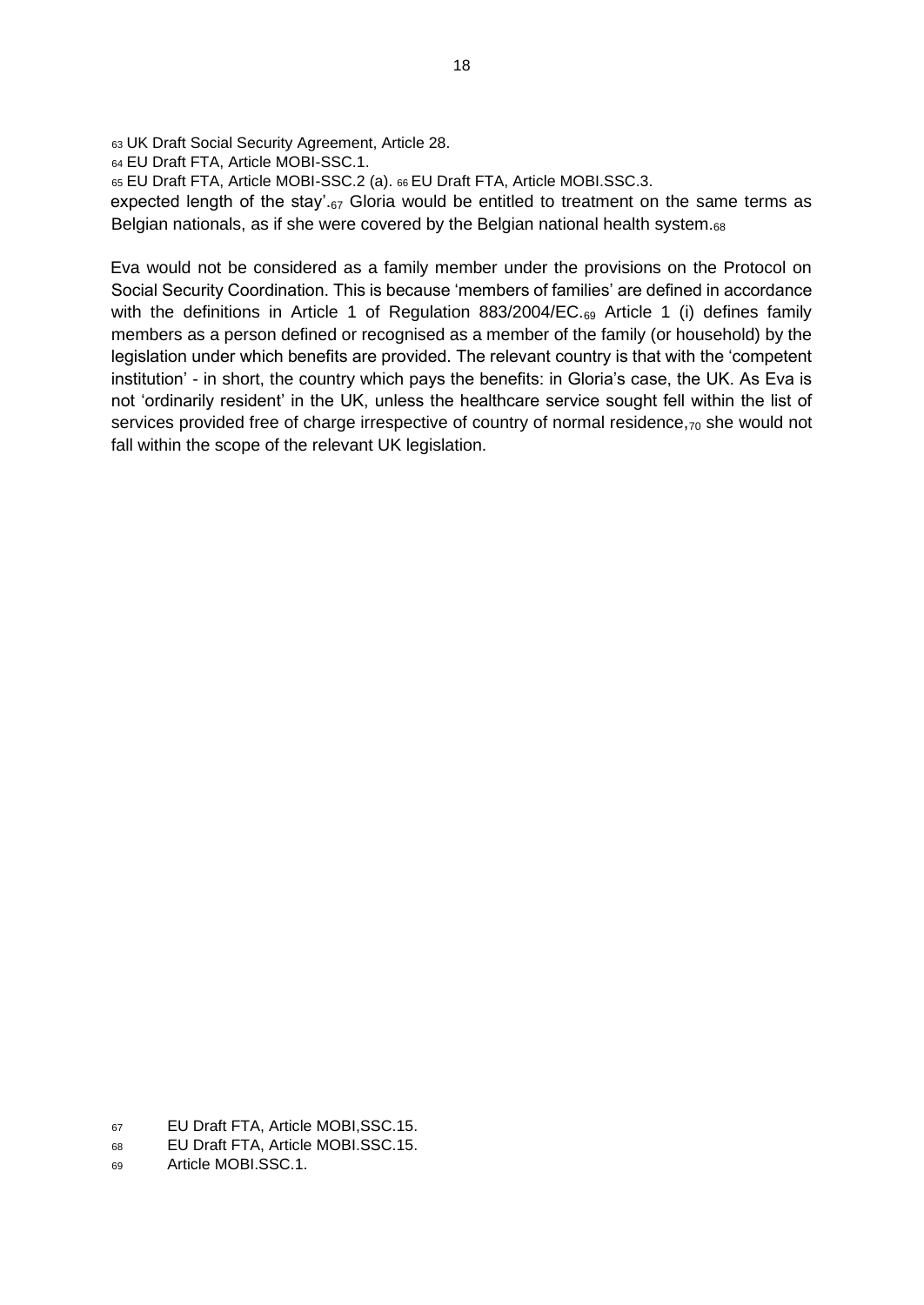[63] UK Draft Social Security Agreement, Article 28.

[64] EU Draft FTA, Article MOBI-SSC.1.

[65] EU Draft FTA, Article MOBI-SSC.2 (a). [66] EU Draft FTA, Article MOBI.SSC.3.

expected length of the stay'.[67] Gloria would be entitled to treatment on the same terms as Belgian nationals, as if she were covered by the Belgian national health system.[68]

Eva would not be considered as a family member under the provisions on the Protocol on Social Security Coordination. This is because 'members of families' are defined in accordance with the definitions in Article 1 of Regulation 883/2004/EC.[69] Article 1 (i) defines family members as a person defined or recognised as a member of the family (or household) by the legislation under which benefits are provided. The relevant country is that with the 'competent institution' - in short, the country which pays the benefits: in Gloria's case, the UK. As Eva is not 'ordinarily resident' in the UK, unless the healthcare service sought fell within the list of services provided free of charge irrespective of country of normal residence,[70] she would not fall within the scope of the relevant UK legislation.

[67] EU Draft FTA, Article MOBI,SSC.15.

[68] EU Draft FTA, Article MOBI.SSC.15.

[69] Article MOBI.SSC.1.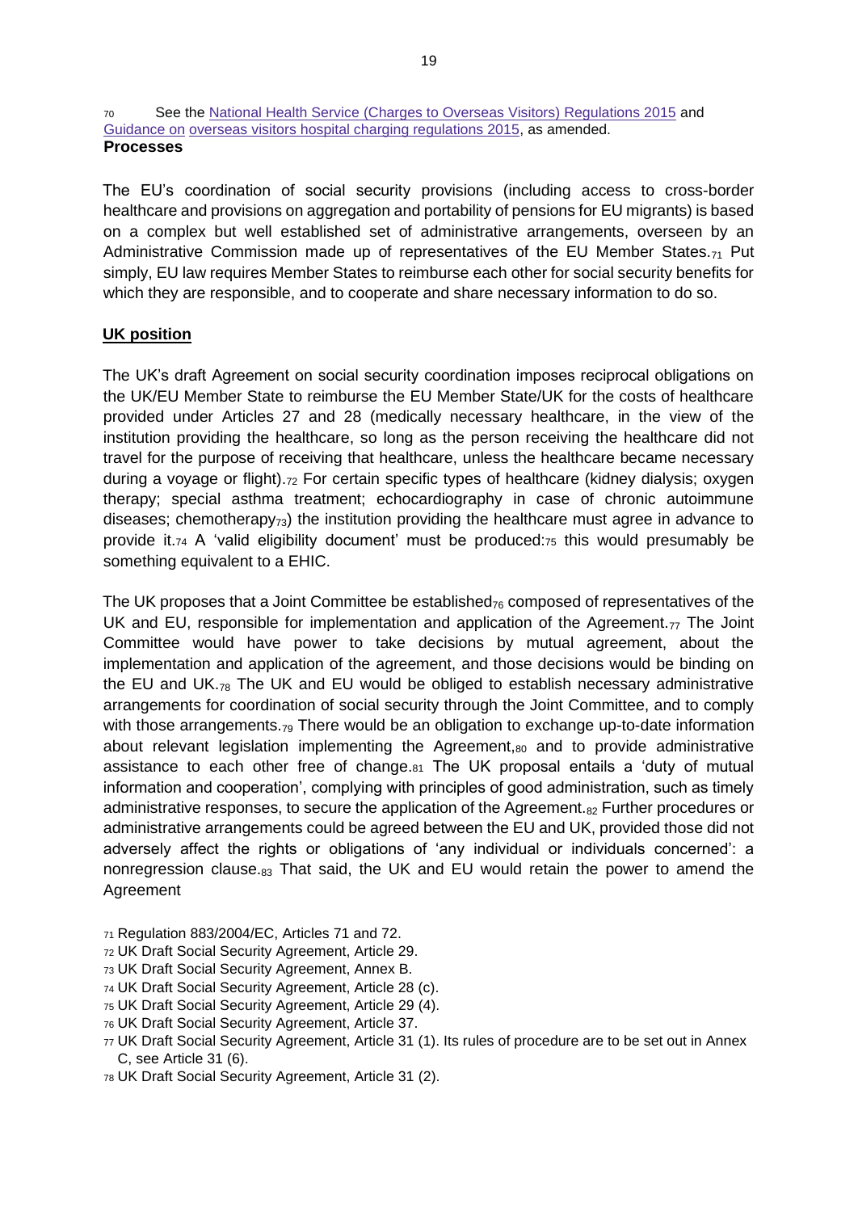70 See the National Health Service (Charges to Overseas Visitors) Regulations 2015 and Guidance on overseas visitors hospital charging regulations 2015, as amended.

**Processes**

The EU's coordination of social security provisions (including access to cross-border healthcare and provisions on aggregation and portability of pensions for EU migrants) is based on a complex but well established set of administrative arrangements, overseen by an Administrative Commission made up of representatives of the EU Member States.[71] Put simply, EU law requires Member States to reimburse each other for social security benefits for which they are responsible, and to cooperate and share necessary information to do so.

**UK position**

The UK's draft Agreement on social security coordination imposes reciprocal obligations on the UK/EU Member State to reimburse the EU Member State/UK for the costs of healthcare provided under Articles 27 and 28 (medically necessary healthcare, in the view of the institution providing the healthcare, so long as the person receiving the healthcare did not travel for the purpose of receiving that healthcare, unless the healthcare became necessary during a voyage or flight).[72] For certain specific types of healthcare (kidney dialysis; oxygen therapy; special asthma treatment; echocardiography in case of chronic autoimmune diseases; chemotherapy[73]) the institution providing the healthcare must agree in advance to provide it.[74] A 'valid eligibility document' must be produced:[75] this would presumably be something equivalent to a EHIC.

The UK proposes that a Joint Committee be established[76] composed of representatives of the UK and EU, responsible for implementation and application of the Agreement.[77] The Joint Committee would have power to take decisions by mutual agreement, about the implementation and application of the agreement, and those decisions would be binding on the EU and UK.[78] The UK and EU would be obliged to establish necessary administrative arrangements for coordination of social security through the Joint Committee, and to comply with those arrangements.[79] There would be an obligation to exchange up-to-date information about relevant legislation implementing the Agreement,[80] and to provide administrative assistance to each other free of change.[81] The UK proposal entails a 'duty of mutual information and cooperation', complying with principles of good administration, such as timely administrative responses, to secure the application of the Agreement.[82] Further procedures or administrative arrangements could be agreed between the EU and UK, provided those did not adversely affect the rights or obligations of 'any individual or individuals concerned': a nonregression clause.[83] That said, the UK and EU would retain the power to amend the Agreement

71 Regulation 883/2004/EC, Articles 71 and 72.

72 UK Draft Social Security Agreement, Article 29.

73 UK Draft Social Security Agreement, Annex B.

74 UK Draft Social Security Agreement, Article 28 (c).

75 UK Draft Social Security Agreement, Article 29 (4).

76 UK Draft Social Security Agreement, Article 37.

77 UK Draft Social Security Agreement, Article 31 (1). Its rules of procedure are to be set out in Annex C, see Article 31 (6).

78 UK Draft Social Security Agreement, Article 31 (2).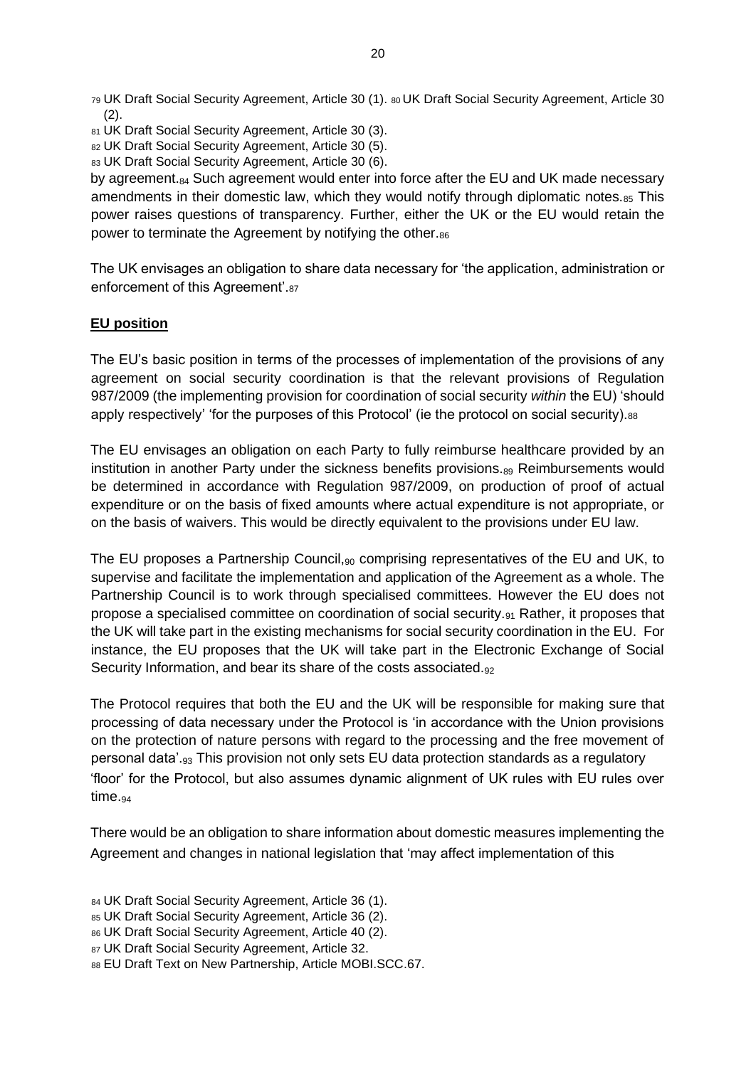[79] UK Draft Social Security Agreement, Article 30 (1). [80] UK Draft Social Security Agreement, Article 30 (2).

[81] UK Draft Social Security Agreement, Article 30 (3).

[82] UK Draft Social Security Agreement, Article 30 (5).

[83] UK Draft Social Security Agreement, Article 30 (6).

by agreement.[84] Such agreement would enter into force after the EU and UK made necessary amendments in their domestic law, which they would notify through diplomatic notes.[85] This power raises questions of transparency. Further, either the UK or the EU would retain the power to terminate the Agreement by notifying the other.[86]

The UK envisages an obligation to share data necessary for 'the application, administration or enforcement of this Agreement'.[87]

**EU position**

The EU's basic position in terms of the processes of implementation of the provisions of any agreement on social security coordination is that the relevant provisions of Regulation 987/2009 (the implementing provision for coordination of social security *within* the EU) 'should apply respectively' 'for the purposes of this Protocol' (ie the protocol on social security).[88]

The EU envisages an obligation on each Party to fully reimburse healthcare provided by an institution in another Party under the sickness benefits provisions.[89] Reimbursements would be determined in accordance with Regulation 987/2009, on production of proof of actual expenditure or on the basis of fixed amounts where actual expenditure is not appropriate, or on the basis of waivers. This would be directly equivalent to the provisions under EU law.

The EU proposes a Partnership Council,[90] comprising representatives of the EU and UK, to supervise and facilitate the implementation and application of the Agreement as a whole. The Partnership Council is to work through specialised committees. However the EU does not propose a specialised committee on coordination of social security.[91] Rather, it proposes that the UK will take part in the existing mechanisms for social security coordination in the EU. For instance, the EU proposes that the UK will take part in the Electronic Exchange of Social Security Information, and bear its share of the costs associated.[92]

The Protocol requires that both the EU and the UK will be responsible for making sure that processing of data necessary under the Protocol is 'in accordance with the Union provisions on the protection of nature persons with regard to the processing and the free movement of personal data'.[93] This provision not only sets EU data protection standards as a regulatory 'floor' for the Protocol, but also assumes dynamic alignment of UK rules with EU rules over time.[94]

There would be an obligation to share information about domestic measures implementing the Agreement and changes in national legislation that 'may affect implementation of this

[84] UK Draft Social Security Agreement, Article 36 (1).

[85] UK Draft Social Security Agreement, Article 36 (2).

[86] UK Draft Social Security Agreement, Article 40 (2).

[87] UK Draft Social Security Agreement, Article 32.

[88] EU Draft Text on New Partnership, Article MOBI.SCC.67.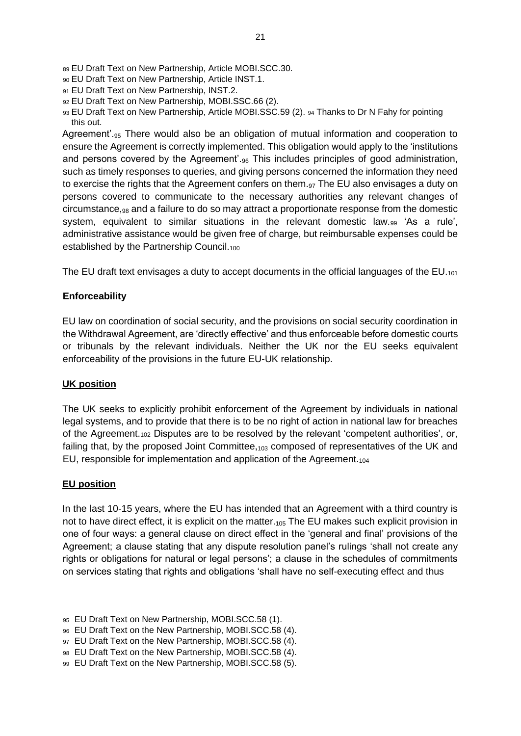89 EU Draft Text on New Partnership, Article MOBI.SCC.30.
90 EU Draft Text on New Partnership, Article INST.1.
91 EU Draft Text on New Partnership, INST.2.
92 EU Draft Text on New Partnership, MOBI.SSC.66 (2).
93 EU Draft Text on New Partnership, Article MOBI.SSC.59 (2). 94 Thanks to Dr N Fahy for pointing this out.

Agreement'.[95] There would also be an obligation of mutual information and cooperation to ensure the Agreement is correctly implemented. This obligation would apply to the 'institutions and persons covered by the Agreement'.[96] This includes principles of good administration, such as timely responses to queries, and giving persons concerned the information they need to exercise the rights that the Agreement confers on them.[97] The EU also envisages a duty on persons covered to communicate to the necessary authorities any relevant changes of circumstance,[98] and a failure to do so may attract a proportionate response from the domestic system, equivalent to similar situations in the relevant domestic law.[99] 'As a rule', administrative assistance would be given free of charge, but reimbursable expenses could be established by the Partnership Council.[100]

The EU draft text envisages a duty to accept documents in the official languages of the EU.[101]

### Enforceability

EU law on coordination of social security, and the provisions on social security coordination in the Withdrawal Agreement, are 'directly effective' and thus enforceable before domestic courts or tribunals by the relevant individuals. Neither the UK nor the EU seeks equivalent enforceability of the provisions in the future EU-UK relationship.

### UK position

The UK seeks to explicitly prohibit enforcement of the Agreement by individuals in national legal systems, and to provide that there is to be no right of action in national law for breaches of the Agreement.[102] Disputes are to be resolved by the relevant 'competent authorities', or, failing that, by the proposed Joint Committee,[103] composed of representatives of the UK and EU, responsible for implementation and application of the Agreement.[104]

### EU position

In the last 10-15 years, where the EU has intended that an Agreement with a third country is not to have direct effect, it is explicit on the matter.[105] The EU makes such explicit provision in one of four ways: a general clause on direct effect in the 'general and final' provisions of the Agreement; a clause stating that any dispute resolution panel's rulings 'shall not create any rights or obligations for natural or legal persons'; a clause in the schedules of commitments on services stating that rights and obligations 'shall have no self-executing effect and thus

95 EU Draft Text on New Partnership, MOBI.SCC.58 (1).
96 EU Draft Text on the New Partnership, MOBI.SCC.58 (4).
97 EU Draft Text on the New Partnership, MOBI.SCC.58 (4).
98 EU Draft Text on the New Partnership, MOBI.SCC.58 (4).
99 EU Draft Text on the New Partnership, MOBI.SCC.58 (5).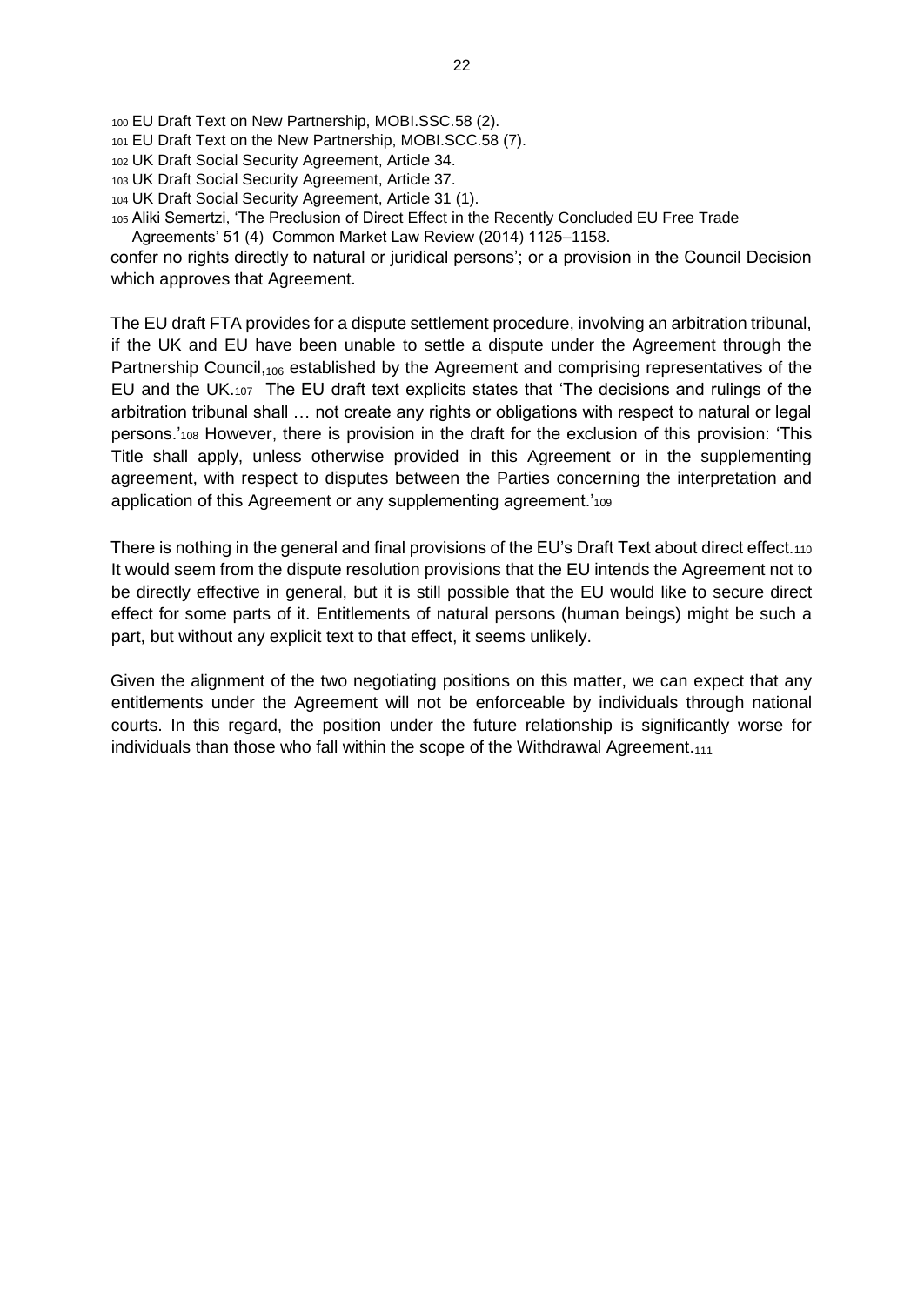[100] EU Draft Text on New Partnership, MOBI.SSC.58 (2).
[101] EU Draft Text on the New Partnership, MOBI.SCC.58 (7).
[102] UK Draft Social Security Agreement, Article 34.
[103] UK Draft Social Security Agreement, Article 37.
[104] UK Draft Social Security Agreement, Article 31 (1).
[105] Aliki Semertzi, 'The Preclusion of Direct Effect in the Recently Concluded EU Free Trade Agreements' 51 (4) Common Market Law Review (2014) 1125–1158.

confer no rights directly to natural or juridical persons'; or a provision in the Council Decision which approves that Agreement.

The EU draft FTA provides for a dispute settlement procedure, involving an arbitration tribunal, if the UK and EU have been unable to settle a dispute under the Agreement through the Partnership Council,[106] established by the Agreement and comprising representatives of the EU and the UK.[107] The EU draft text explicits states that 'The decisions and rulings of the arbitration tribunal shall … not create any rights or obligations with respect to natural or legal persons.'[108] However, there is provision in the draft for the exclusion of this provision: 'This Title shall apply, unless otherwise provided in this Agreement or in the supplementing agreement, with respect to disputes between the Parties concerning the interpretation and application of this Agreement or any supplementing agreement.'[109]

There is nothing in the general and final provisions of the EU's Draft Text about direct effect.[110] It would seem from the dispute resolution provisions that the EU intends the Agreement not to be directly effective in general, but it is still possible that the EU would like to secure direct effect for some parts of it. Entitlements of natural persons (human beings) might be such a part, but without any explicit text to that effect, it seems unlikely.

Given the alignment of the two negotiating positions on this matter, we can expect that any entitlements under the Agreement will not be enforceable by individuals through national courts. In this regard, the position under the future relationship is significantly worse for individuals than those who fall within the scope of the Withdrawal Agreement.[111]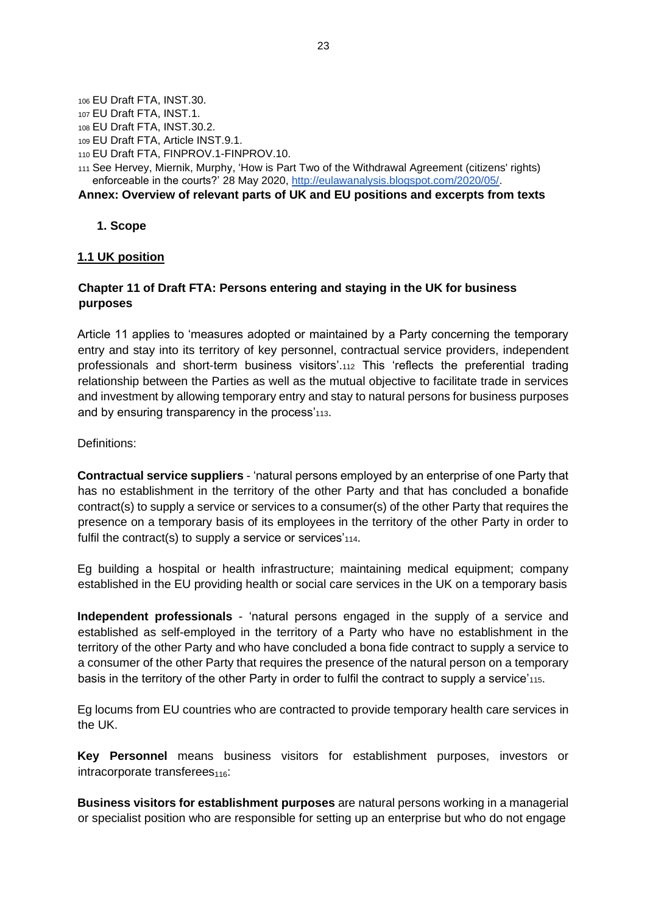[106] EU Draft FTA, INST.30.
[107] EU Draft FTA, INST.1.
[108] EU Draft FTA, INST.30.2.
[109] EU Draft FTA, Article INST.9.1.
[110] EU Draft FTA, FINPROV.1-FINPROV.10.
[111] See Hervey, Miernik, Murphy, 'How is Part Two of the Withdrawal Agreement (citizens' rights) enforceable in the courts?' 28 May 2020, http://eulawanalysis.blogspot.com/2020/05/.

# Annex: Overview of relevant parts of UK and EU positions and excerpts from texts

## 1. Scope

### 1.1 UK position

#### Chapter 11 of Draft FTA: Persons entering and staying in the UK for business purposes

Article 11 applies to 'measures adopted or maintained by a Party concerning the temporary entry and stay into its territory of key personnel, contractual service providers, independent professionals and short-term business visitors'.[112] This 'reflects the preferential trading relationship between the Parties as well as the mutual objective to facilitate trade in services and investment by allowing temporary entry and stay to natural persons for business purposes and by ensuring transparency in the process'[113].

Definitions:

**Contractual service suppliers** - 'natural persons employed by an enterprise of one Party that has no establishment in the territory of the other Party and that has concluded a bonafide contract(s) to supply a service or services to a consumer(s) of the other Party that requires the presence on a temporary basis of its employees in the territory of the other Party in order to fulfil the contract(s) to supply a service or services'[114].

Eg building a hospital or health infrastructure; maintaining medical equipment; company established in the EU providing health or social care services in the UK on a temporary basis

**Independent professionals** - 'natural persons engaged in the supply of a service and established as self-employed in the territory of a Party who have no establishment in the territory of the other Party and who have concluded a bona fide contract to supply a service to a consumer of the other Party that requires the presence of the natural person on a temporary basis in the territory of the other Party in order to fulfil the contract to supply a service'[115].

Eg locums from EU countries who are contracted to provide temporary health care services in the UK.

**Key Personnel** means business visitors for establishment purposes, investors or intracorporate transferees[116]:

**Business visitors for establishment purposes** are natural persons working in a managerial or specialist position who are responsible for setting up an enterprise but who do not engage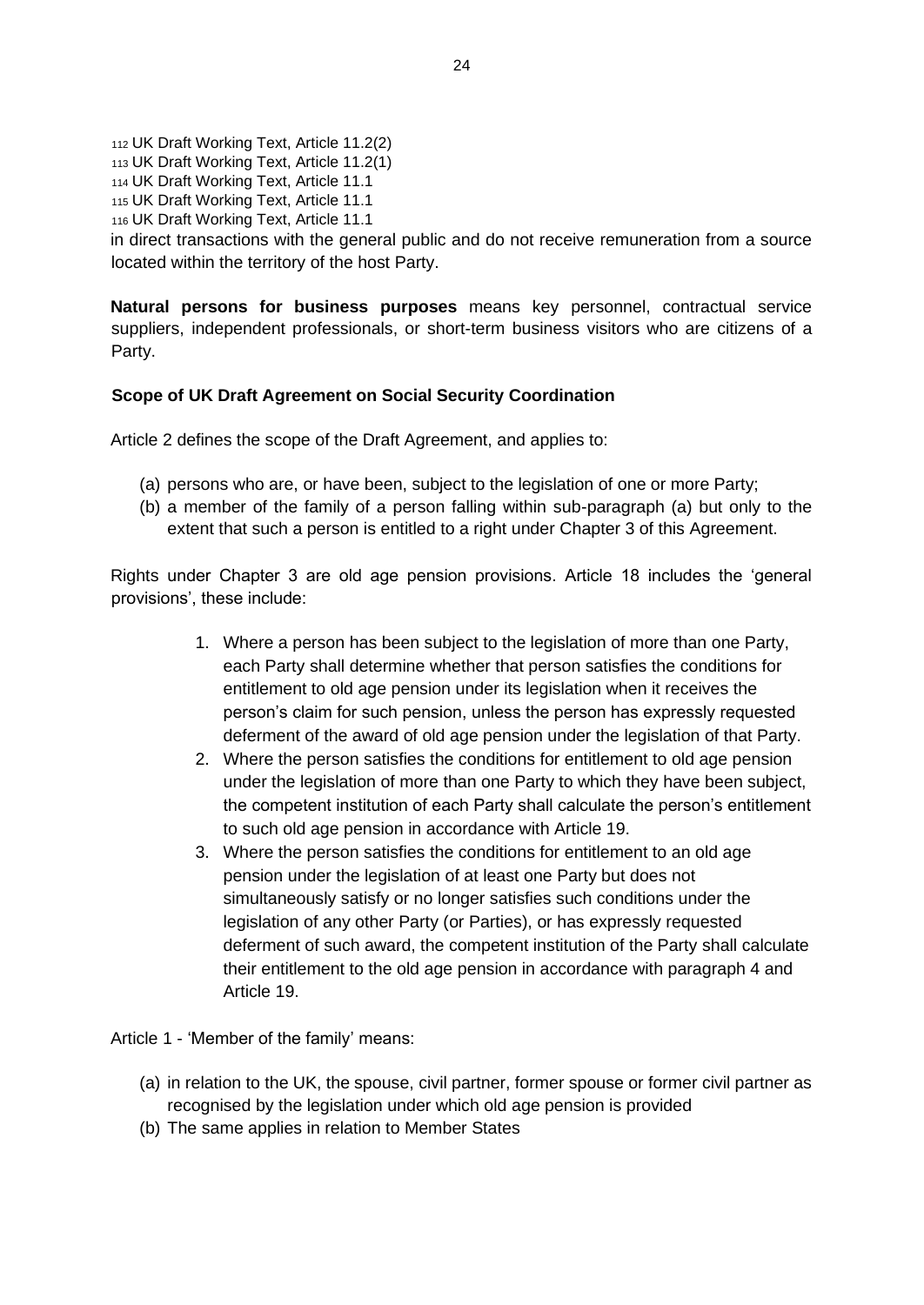[112] UK Draft Working Text, Article 11.2(2)
[113] UK Draft Working Text, Article 11.2(1)
[114] UK Draft Working Text, Article 11.1
[115] UK Draft Working Text, Article 11.1
[116] UK Draft Working Text, Article 11.1

in direct transactions with the general public and do not receive remuneration from a source located within the territory of the host Party.

**Natural persons for business purposes** means key personnel, contractual service suppliers, independent professionals, or short-term business visitors who are citizens of a Party.

**Scope of UK Draft Agreement on Social Security Coordination**

Article 2 defines the scope of the Draft Agreement, and applies to:

(a) persons who are, or have been, subject to the legislation of one or more Party;
(b) a member of the family of a person falling within sub-paragraph (a) but only to the extent that such a person is entitled to a right under Chapter 3 of this Agreement.

Rights under Chapter 3 are old age pension provisions. Article 18 includes the 'general provisions', these include:

1. Where a person has been subject to the legislation of more than one Party, each Party shall determine whether that person satisfies the conditions for entitlement to old age pension under its legislation when it receives the person's claim for such pension, unless the person has expressly requested deferment of the award of old age pension under the legislation of that Party.
2. Where the person satisfies the conditions for entitlement to old age pension under the legislation of more than one Party to which they have been subject, the competent institution of each Party shall calculate the person's entitlement to such old age pension in accordance with Article 19.
3. Where the person satisfies the conditions for entitlement to an old age pension under the legislation of at least one Party but does not simultaneously satisfy or no longer satisfies such conditions under the legislation of any other Party (or Parties), or has expressly requested deferment of such award, the competent institution of the Party shall calculate their entitlement to the old age pension in accordance with paragraph 4 and Article 19.

Article 1 - 'Member of the family' means:

(a) in relation to the UK, the spouse, civil partner, former spouse or former civil partner as recognised by the legislation under which old age pension is provided
(b) The same applies in relation to Member States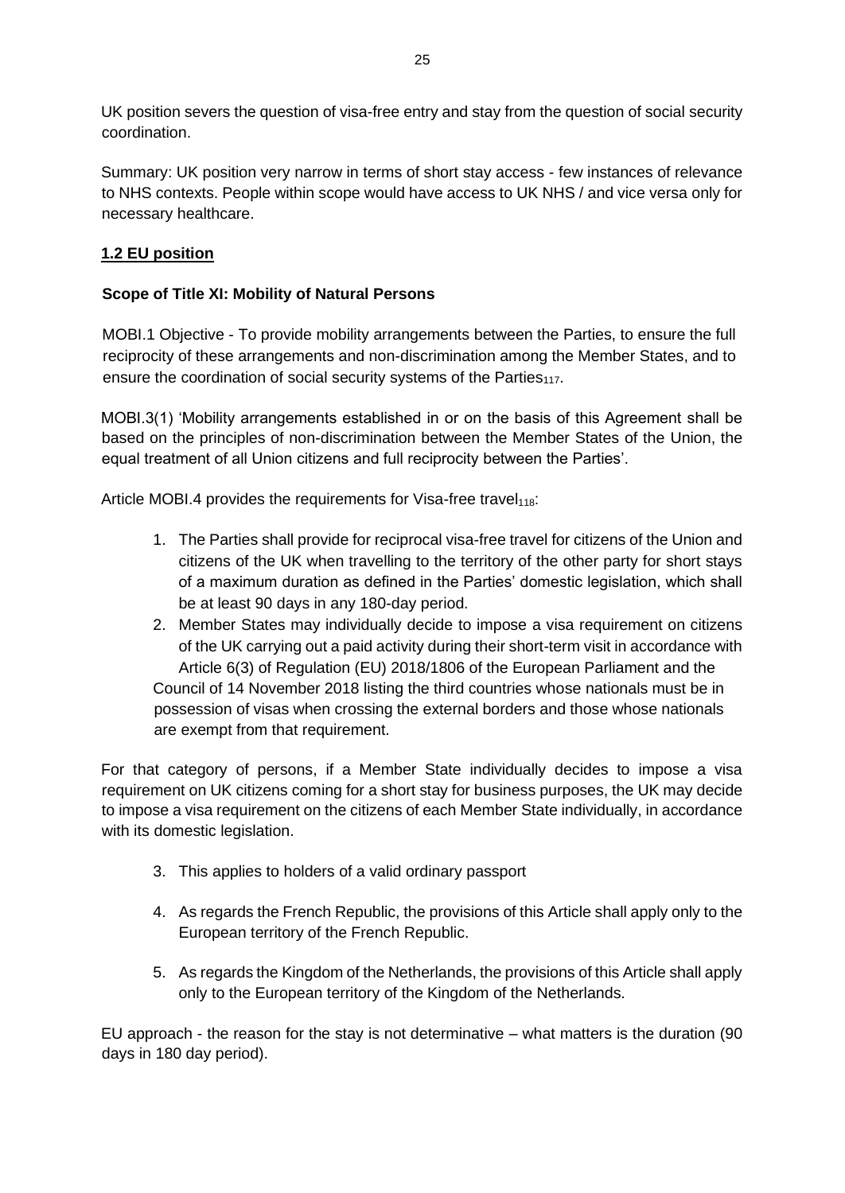UK position severs the question of visa-free entry and stay from the question of social security coordination.

Summary: UK position very narrow in terms of short stay access - few instances of relevance to NHS contexts. People within scope would have access to UK NHS / and vice versa only for necessary healthcare.

**1.2 EU position**

**Scope of Title XI: Mobility of Natural Persons**

MOBI.1 Objective - To provide mobility arrangements between the Parties, to ensure the full reciprocity of these arrangements and non-discrimination among the Member States, and to ensure the coordination of social security systems of the Parties[117].

MOBI.3(1) 'Mobility arrangements established in or on the basis of this Agreement shall be based on the principles of non-discrimination between the Member States of the Union, the equal treatment of all Union citizens and full reciprocity between the Parties'.

Article MOBI.4 provides the requirements for Visa-free travel[118]:

1. The Parties shall provide for reciprocal visa-free travel for citizens of the Union and citizens of the UK when travelling to the territory of the other party for short stays of a maximum duration as defined in the Parties' domestic legislation, which shall be at least 90 days in any 180-day period.
2. Member States may individually decide to impose a visa requirement on citizens of the UK carrying out a paid activity during their short-term visit in accordance with Article 6(3) of Regulation (EU) 2018/1806 of the European Parliament and the Council of 14 November 2018 listing the third countries whose nationals must be in possession of visas when crossing the external borders and those whose nationals are exempt from that requirement.

For that category of persons, if a Member State individually decides to impose a visa requirement on UK citizens coming for a short stay for business purposes, the UK may decide to impose a visa requirement on the citizens of each Member State individually, in accordance with its domestic legislation.

3. This applies to holders of a valid ordinary passport

4. As regards the French Republic, the provisions of this Article shall apply only to the European territory of the French Republic.

5. As regards the Kingdom of the Netherlands, the provisions of this Article shall apply only to the European territory of the Kingdom of the Netherlands.

EU approach - the reason for the stay is not determinative – what matters is the duration (90 days in 180 day period).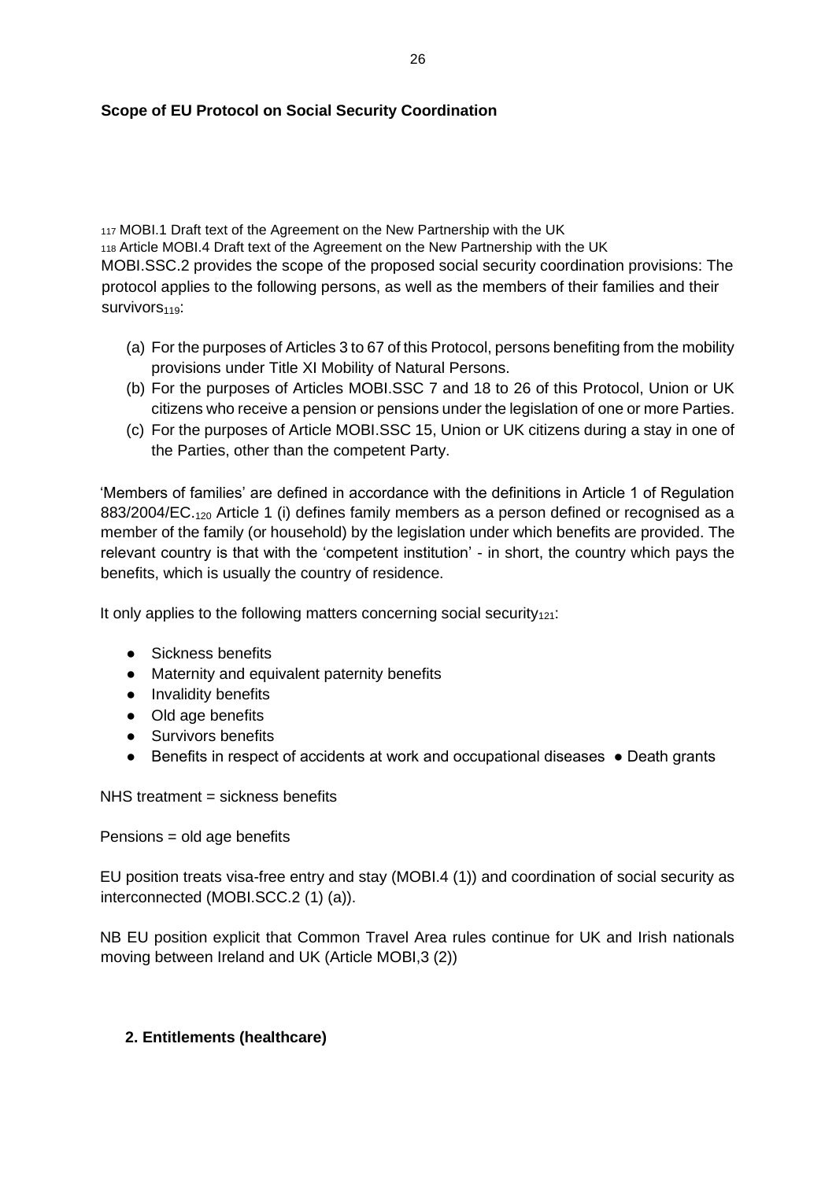**Scope of EU Protocol on Social Security Coordination**

[117] MOBI.1 Draft text of the Agreement on the New Partnership with the UK

[118] Article MOBI.4 Draft text of the Agreement on the New Partnership with the UK

MOBI.SSC.2 provides the scope of the proposed social security coordination provisions: The protocol applies to the following persons, as well as the members of their families and their survivors[119]:

(a) For the purposes of Articles 3 to 67 of this Protocol, persons benefiting from the mobility provisions under Title XI Mobility of Natural Persons.

(b) For the purposes of Articles MOBI.SSC 7 and 18 to 26 of this Protocol, Union or UK citizens who receive a pension or pensions under the legislation of one or more Parties.

(c) For the purposes of Article MOBI.SSC 15, Union or UK citizens during a stay in one of the Parties, other than the competent Party.

'Members of families' are defined in accordance with the definitions in Article 1 of Regulation 883/2004/EC.[120] Article 1 (i) defines family members as a person defined or recognised as a member of the family (or household) by the legislation under which benefits are provided. The relevant country is that with the 'competent institution' - in short, the country which pays the benefits, which is usually the country of residence.

It only applies to the following matters concerning social security[121]:

- Sickness benefits
- Maternity and equivalent paternity benefits
- Invalidity benefits
- Old age benefits
- Survivors benefits
- Benefits in respect of accidents at work and occupational diseases
- Death grants

NHS treatment = sickness benefits

Pensions = old age benefits

EU position treats visa-free entry and stay (MOBI.4 (1)) and coordination of social security as interconnected (MOBI.SCC.2 (1) (a)).

NB EU position explicit that Common Travel Area rules continue for UK and Irish nationals moving between Ireland and UK (Article MOBI,3 (2))

**2. Entitlements (healthcare)**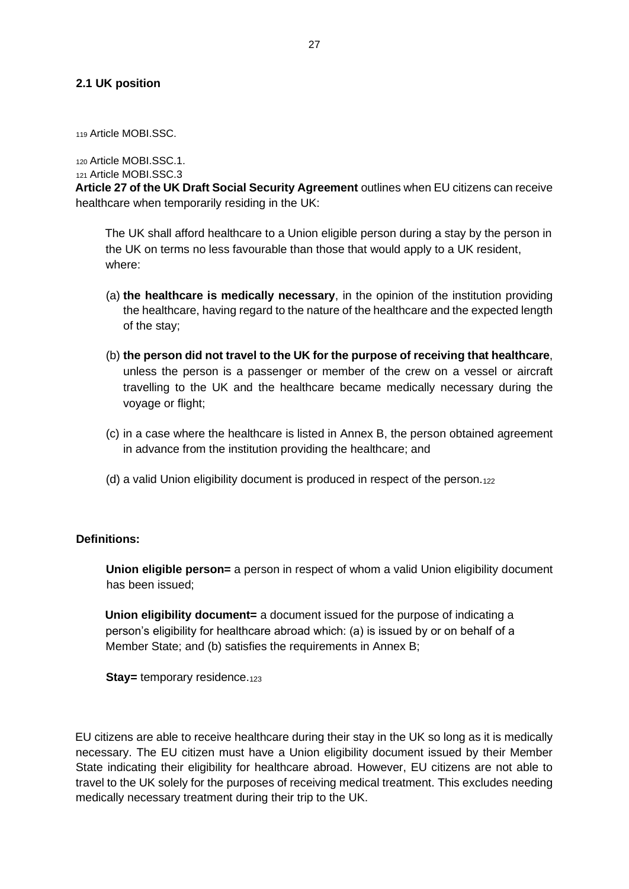## 2.1 UK position

119 Article MOBI.SSC.

120 Article MOBI.SSC.1.
121 Article MOBI.SSC.3

**Article 27 of the UK Draft Social Security Agreement** outlines when EU citizens can receive healthcare when temporarily residing in the UK:

> The UK shall afford healthcare to a Union eligible person during a stay by the person in the UK on terms no less favourable than those that would apply to a UK resident, where:
>
> (a) **the healthcare is medically necessary**, in the opinion of the institution providing the healthcare, having regard to the nature of the healthcare and the expected length of the stay;
>
> (b) **the person did not travel to the UK for the purpose of receiving that healthcare**, unless the person is a passenger or member of the crew on a vessel or aircraft travelling to the UK and the healthcare became medically necessary during the voyage or flight;
>
> (c) in a case where the healthcare is listed in Annex B, the person obtained agreement in advance from the institution providing the healthcare; and
>
> (d) a valid Union eligibility document is produced in respect of the person.[122]

**Definitions:**

> **Union eligible person=** a person in respect of whom a valid Union eligibility document has been issued;
>
> **Union eligibility document=** a document issued for the purpose of indicating a person's eligibility for healthcare abroad which: (a) is issued by or on behalf of a Member State; and (b) satisfies the requirements in Annex B;
>
> **Stay=** temporary residence.[123]

EU citizens are able to receive healthcare during their stay in the UK so long as it is medically necessary. The EU citizen must have a Union eligibility document issued by their Member State indicating their eligibility for healthcare abroad. However, EU citizens are not able to travel to the UK solely for the purposes of receiving medical treatment. This excludes needing medically necessary treatment during their trip to the UK.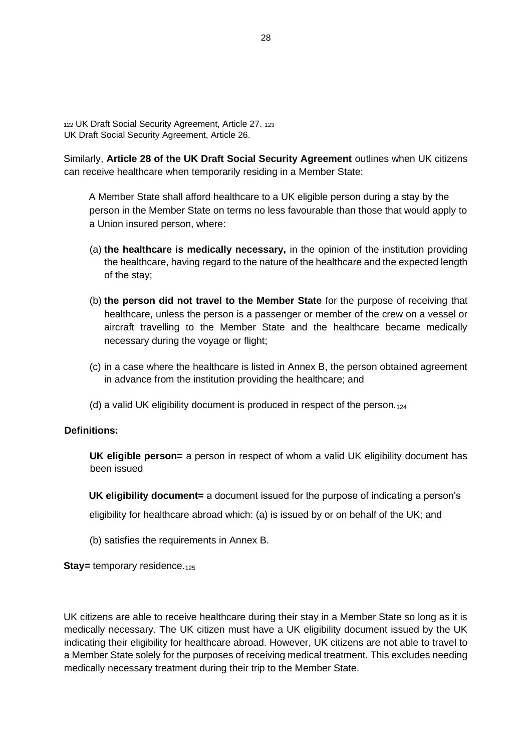[122] UK Draft Social Security Agreement, Article 27. [123] UK Draft Social Security Agreement, Article 26.

Similarly, **Article 28 of the UK Draft Social Security Agreement** outlines when UK citizens can receive healthcare when temporarily residing in a Member State:

> A Member State shall afford healthcare to a UK eligible person during a stay by the person in the Member State on terms no less favourable than those that would apply to a Union insured person, where:
>
> (a) **the healthcare is medically necessary,** in the opinion of the institution providing the healthcare, having regard to the nature of the healthcare and the expected length of the stay;
>
> (b) **the person did not travel to the Member State** for the purpose of receiving that healthcare, unless the person is a passenger or member of the crew on a vessel or aircraft travelling to the Member State and the healthcare became medically necessary during the voyage or flight;
>
> (c) in a case where the healthcare is listed in Annex B, the person obtained agreement in advance from the institution providing the healthcare; and
>
> (d) a valid UK eligibility document is produced in respect of the person.[124]

**Definitions:**

**UK eligible person=** a person in respect of whom a valid UK eligibility document has been issued

**UK eligibility document=** a document issued for the purpose of indicating a person's eligibility for healthcare abroad which: (a) is issued by or on behalf of the UK; and

(b) satisfies the requirements in Annex B.

**Stay=** temporary residence.[125]

UK citizens are able to receive healthcare during their stay in a Member State so long as it is medically necessary. The UK citizen must have a UK eligibility document issued by the UK indicating their eligibility for healthcare abroad. However, UK citizens are not able to travel to a Member State solely for the purposes of receiving medical treatment. This excludes needing medically necessary treatment during their trip to the Member State.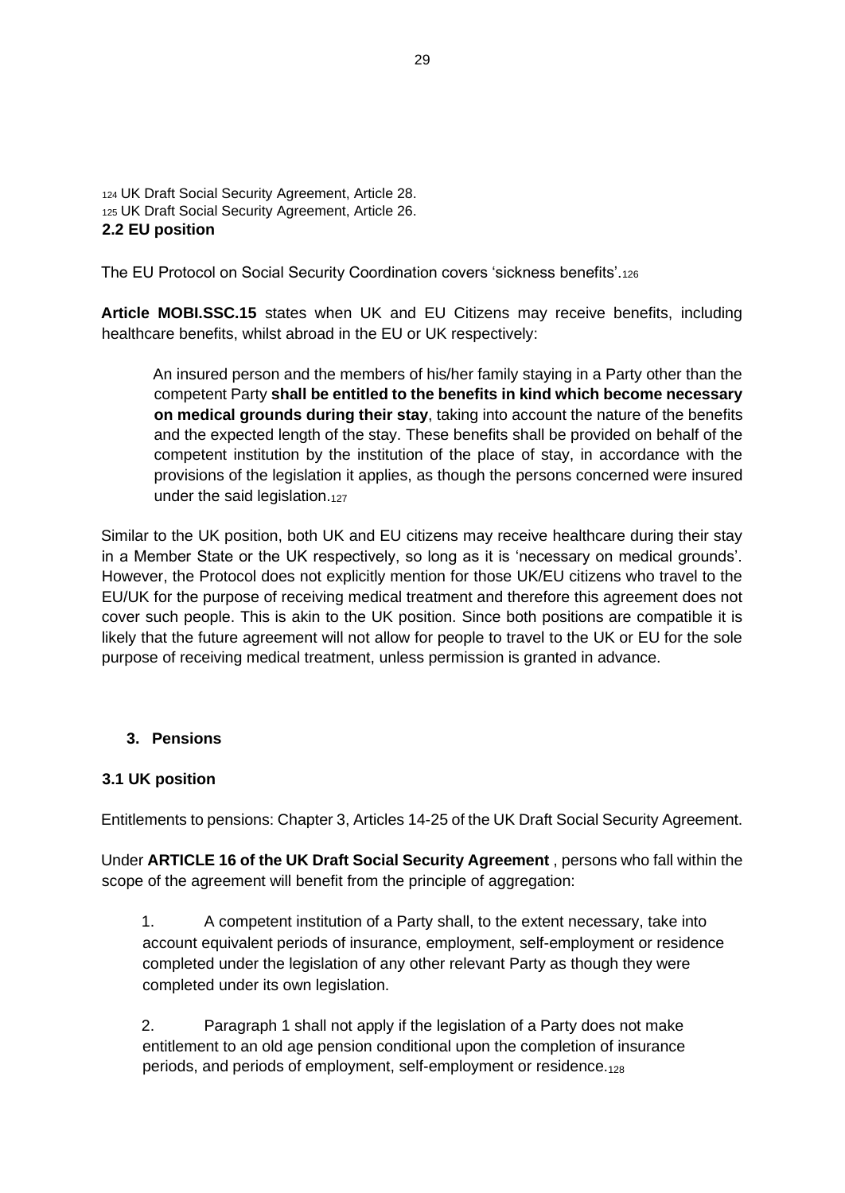[124] UK Draft Social Security Agreement, Article 28.
[125] UK Draft Social Security Agreement, Article 26.

### 2.2 EU position

The EU Protocol on Social Security Coordination covers 'sickness benefits'.[126]

**Article MOBI.SSC.15** states when UK and EU Citizens may receive benefits, including healthcare benefits, whilst abroad in the EU or UK respectively:

> An insured person and the members of his/her family staying in a Party other than the competent Party **shall be entitled to the benefits in kind which become necessary on medical grounds during their stay**, taking into account the nature of the benefits and the expected length of the stay. These benefits shall be provided on behalf of the competent institution by the institution of the place of stay, in accordance with the provisions of the legislation it applies, as though the persons concerned were insured under the said legislation.[127]

Similar to the UK position, both UK and EU citizens may receive healthcare during their stay in a Member State or the UK respectively, so long as it is 'necessary on medical grounds'. However, the Protocol does not explicitly mention for those UK/EU citizens who travel to the EU/UK for the purpose of receiving medical treatment and therefore this agreement does not cover such people. This is akin to the UK position. Since both positions are compatible it is likely that the future agreement will not allow for people to travel to the UK or EU for the sole purpose of receiving medical treatment, unless permission is granted in advance.

## 3. Pensions

### 3.1 UK position

Entitlements to pensions: Chapter 3, Articles 14-25 of the UK Draft Social Security Agreement.

Under **ARTICLE 16 of the UK Draft Social Security Agreement** , persons who fall within the scope of the agreement will benefit from the principle of aggregation:

> 1. A competent institution of a Party shall, to the extent necessary, take into account equivalent periods of insurance, employment, self-employment or residence completed under the legislation of any other relevant Party as though they were completed under its own legislation.
>
> 2. Paragraph 1 shall not apply if the legislation of a Party does not make entitlement to an old age pension conditional upon the completion of insurance periods, and periods of employment, self-employment or residence.[128]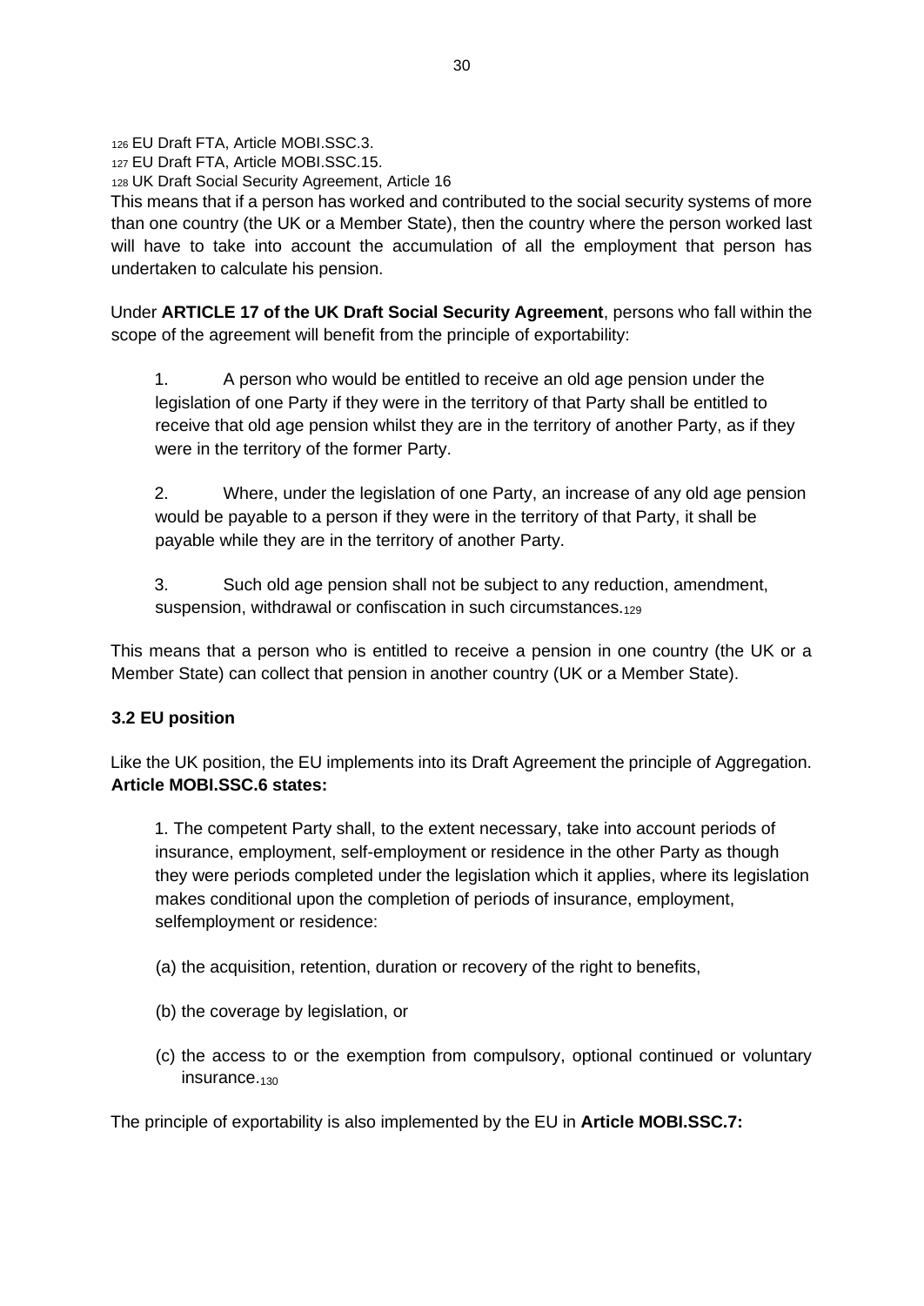[126] EU Draft FTA, Article MOBI.SSC.3.
[127] EU Draft FTA, Article MOBI.SSC.15.
[128] UK Draft Social Security Agreement, Article 16

This means that if a person has worked and contributed to the social security systems of more than one country (the UK or a Member State), then the country where the person worked last will have to take into account the accumulation of all the employment that person has undertaken to calculate his pension.

Under **ARTICLE 17 of the UK Draft Social Security Agreement**, persons who fall within the scope of the agreement will benefit from the principle of exportability:

> 1. A person who would be entitled to receive an old age pension under the legislation of one Party if they were in the territory of that Party shall be entitled to receive that old age pension whilst they are in the territory of another Party, as if they were in the territory of the former Party.
>
> 2. Where, under the legislation of one Party, an increase of any old age pension would be payable to a person if they were in the territory of that Party, it shall be payable while they are in the territory of another Party.
>
> 3. Such old age pension shall not be subject to any reduction, amendment, suspension, withdrawal or confiscation in such circumstances.[129]

This means that a person who is entitled to receive a pension in one country (the UK or a Member State) can collect that pension in another country (UK or a Member State).

### 3.2 EU position

Like the UK position, the EU implements into its Draft Agreement the principle of Aggregation. **Article MOBI.SSC.6 states:**

> 1. The competent Party shall, to the extent necessary, take into account periods of insurance, employment, self-employment or residence in the other Party as though they were periods completed under the legislation which it applies, where its legislation makes conditional upon the completion of periods of insurance, employment, selfemployment or residence:
>
> (a) the acquisition, retention, duration or recovery of the right to benefits,
>
> (b) the coverage by legislation, or
>
> (c) the access to or the exemption from compulsory, optional continued or voluntary insurance.[130]

The principle of exportability is also implemented by the EU in **Article MOBI.SSC.7:**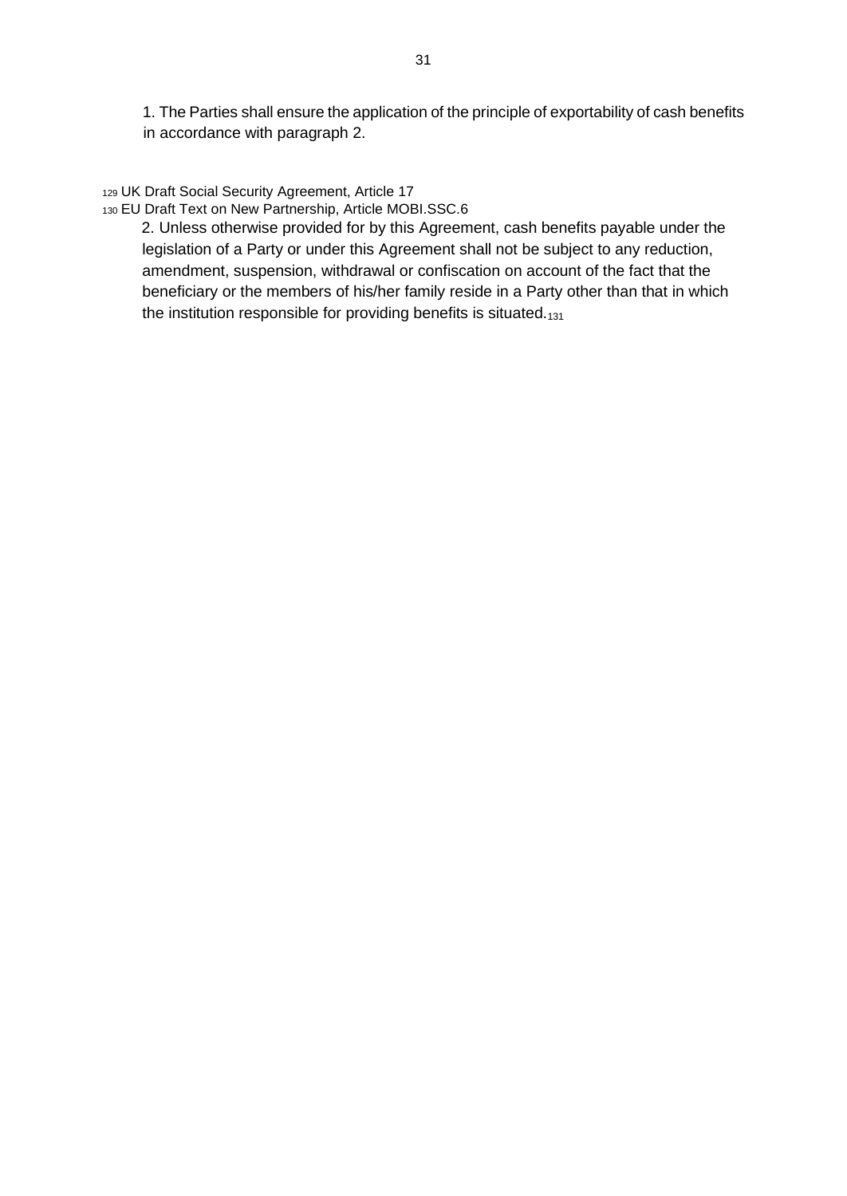1. The Parties shall ensure the application of the principle of exportability of cash benefits in accordance with paragraph 2.

[129] UK Draft Social Security Agreement, Article 17

[130] EU Draft Text on New Partnership, Article MOBI.SSC.6

2. Unless otherwise provided for by this Agreement, cash benefits payable under the legislation of a Party or under this Agreement shall not be subject to any reduction, amendment, suspension, withdrawal or confiscation on account of the fact that the beneficiary or the members of his/her family reside in a Party other than that in which the institution responsible for providing benefits is situated.[131]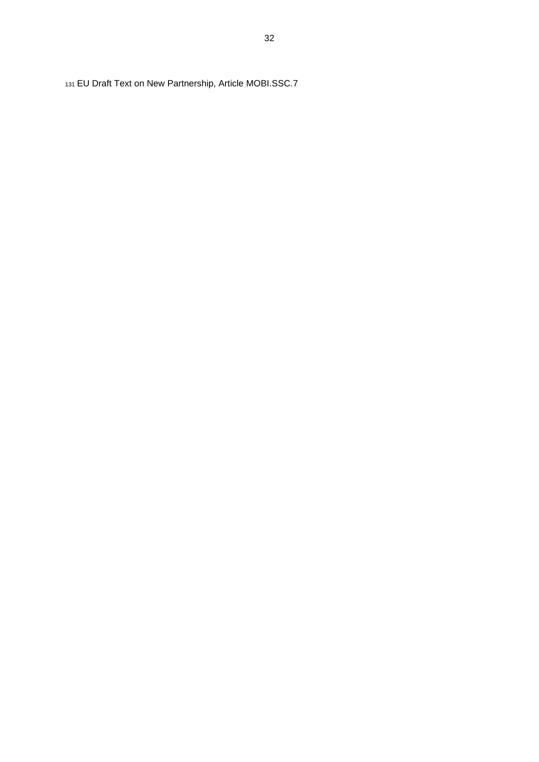[131] EU Draft Text on New Partnership, Article MOBI.SSC.7